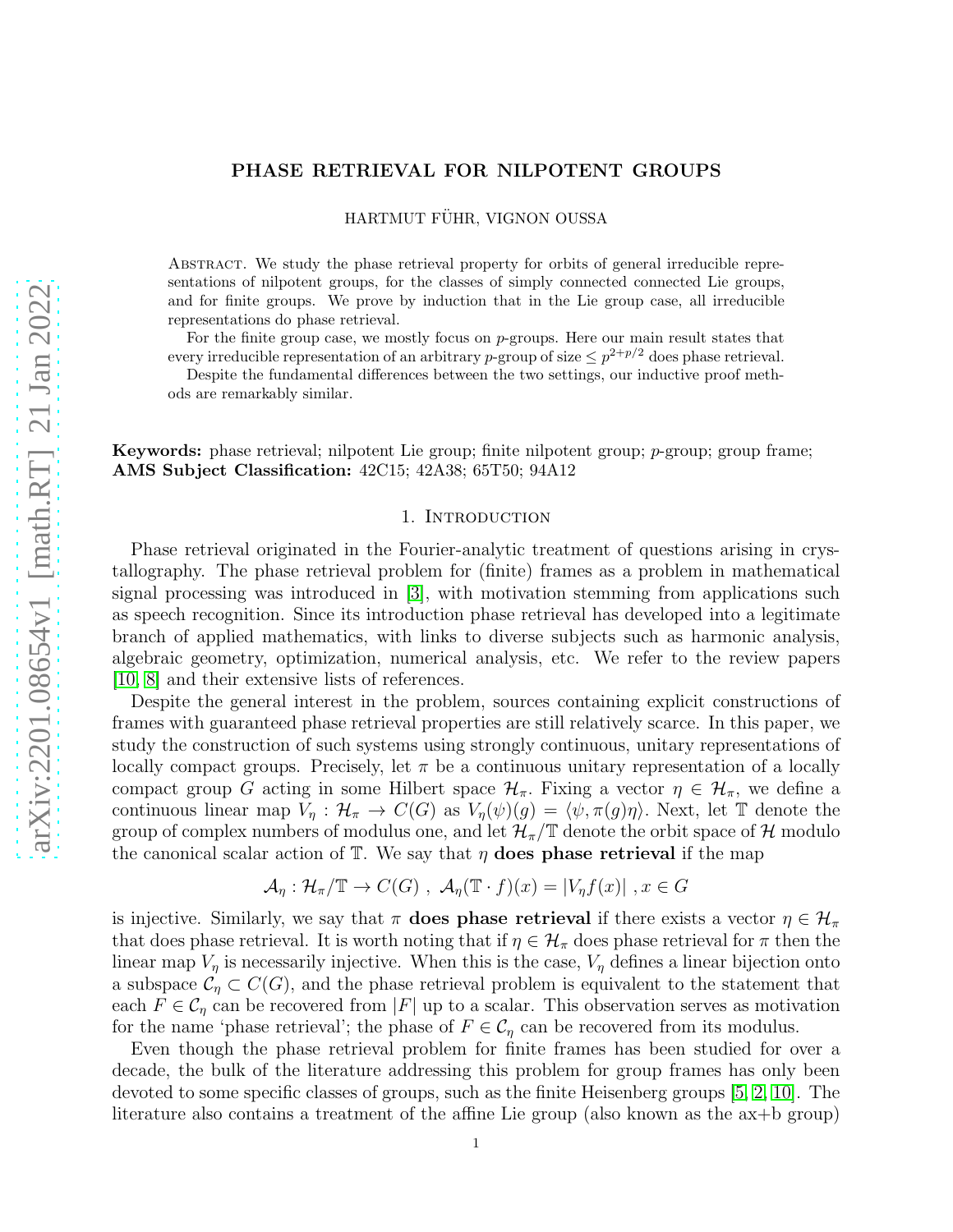# PHASE RETRIEVAL FOR NILPOTENT GROUPS

HARTMUT FÜHR, VIGNON OUSSA

Abstract. We study the phase retrieval property for orbits of general irreducible representations of nilpotent groups, for the classes of simply connected connected Lie groups, and for finite groups. We prove by induction that in the Lie group case, all irreducible representations do phase retrieval.

For the finite group case, we mostly focus on $p$-groups. Here our main result states that every irreducible representation of an arbitrary $p$-group of size $\leq p^{2+p/2}$ does phase retrieval.

Despite the fundamental differences between the two settings, our inductive proof methods are remarkably similar.

**Keywords:** phase retrieval; nilpotent Lie group; finite nilpotent group; $p$-group; group frame;
**AMS Subject Classification:** 42C15; 42A38; 65T50; 94A12

## 1. Introduction

Phase retrieval originated in the Fourier-analytic treatment of questions arising in crystallography. The phase retrieval problem for (finite) frames as a problem in mathematical signal processing was introduced in [3], with motivation stemming from applications such as speech recognition. Since its introduction phase retrieval has developed into a legitimate branch of applied mathematics, with links to diverse subjects such as harmonic analysis, algebraic geometry, optimization, numerical analysis, etc. We refer to the review papers [10, 8] and their extensive lists of references.

Despite the general interest in the problem, sources containing explicit constructions of frames with guaranteed phase retrieval properties are still relatively scarce. In this paper, we study the construction of such systems using strongly continuous, unitary representations of locally compact groups. Precisely, let $\pi$ be a continuous unitary representation of a locally compact group $G$ acting in some Hilbert space $\mathcal{H}_\pi$. Fixing a vector $\eta \in \mathcal{H}_\pi$, we define a continuous linear map $V_\eta : \mathcal{H}_\pi \to C(G)$ as $V_\eta(\psi)(g) = \langle \psi, \pi(g)\eta \rangle$. Next, let $\mathbb{T}$ denote the group of complex numbers of modulus one, and let $\mathcal{H}_\pi/\mathbb{T}$ denote the orbit space of $\mathcal{H}$ modulo the canonical scalar action of $\mathbb{T}$. We say that $\eta$ **does phase retrieval** if the map

$$\mathcal{A}_\eta : \mathcal{H}_\pi/\mathbb{T} \to C(G) \ , \ \mathcal{A}_\eta(\mathbb{T} \cdot f)(x) = |V_\eta f(x)| \ , x \in G$$

is injective. Similarly, we say that $\pi$ **does phase retrieval** if there exists a vector $\eta \in \mathcal{H}_\pi$ that does phase retrieval. It is worth noting that if $\eta \in \mathcal{H}_\pi$ does phase retrieval for $\pi$ then the linear map $V_\eta$ is necessarily injective. When this is the case, $V_\eta$ defines a linear bijection onto a subspace $\mathcal{C}_\eta \subset C(G)$, and the phase retrieval problem is equivalent to the statement that each $F \in \mathcal{C}_\eta$ can be recovered from $|F|$ up to a scalar. This observation serves as motivation for the name 'phase retrieval'; the phase of $F \in \mathcal{C}_\eta$ can be recovered from its modulus.

Even though the phase retrieval problem for finite frames has been studied for over a decade, the bulk of the literature addressing this problem for group frames has only been devoted to some specific classes of groups, such as the finite Heisenberg groups [5, 2, 10]. The literature also contains a treatment of the affine Lie group (also known as the ax+b group)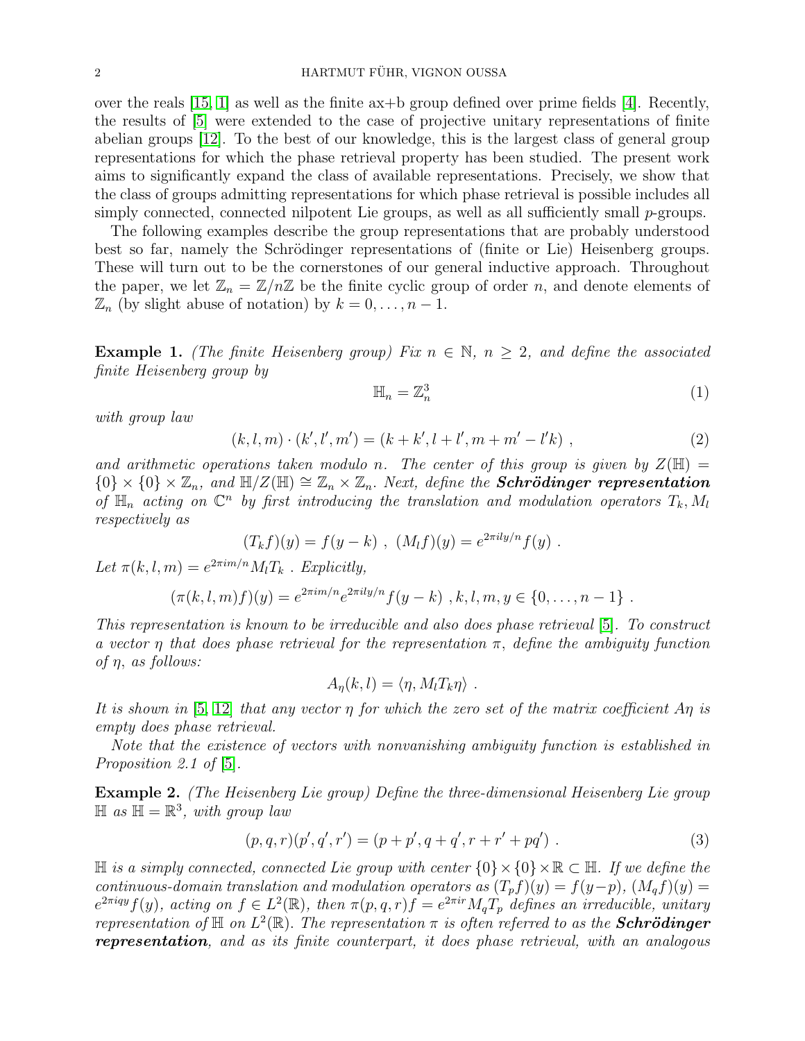over the reals [15, 1] as well as the finite ax+b group defined over prime fields [4]. Recently, the results of [5] were extended to the case of projective unitary representations of finite abelian groups [12]. To the best of our knowledge, this is the largest class of general group representations for which the phase retrieval property has been studied. The present work aims to significantly expand the class of available representations. Precisely, we show that the class of groups admitting representations for which phase retrieval is possible includes all simply connected, connected nilpotent Lie groups, as well as all sufficiently small $p$-groups.

The following examples describe the group representations that are probably understood best so far, namely the Schrödinger representations of (finite or Lie) Heisenberg groups. These will turn out to be the cornerstones of our general inductive approach. Throughout the paper, we let $\mathbb{Z}_n = \mathbb{Z}/n\mathbb{Z}$ be the finite cyclic group of order $n$, and denote elements of $\mathbb{Z}_n$ (by slight abuse of notation) by $k = 0, \ldots, n-1$.

**Example 1.** *(The finite Heisenberg group) Fix $n \in \mathbb{N}$, $n \geq 2$, and define the associated finite Heisenberg group by*

$$\mathbb{H}_n = \mathbb{Z}_n^3 \tag{1}$$

*with group law*

$$(k, l, m) \cdot (k', l', m') = (k + k', l + l', m + m' - l'k) \ , \tag{2}$$

*and arithmetic operations taken modulo $n$. The center of this group is given by $Z(\mathbb{H}) = \{0\} \times \{0\} \times \mathbb{Z}_n$, and $\mathbb{H}/Z(\mathbb{H}) \cong \mathbb{Z}_n \times \mathbb{Z}_n$. Next, define the **Schrödinger representation** of $\mathbb{H}_n$ acting on $\mathbb{C}^n$ by first introducing the translation and modulation operators $T_k, M_l$ respectively as*

$$(T_k f)(y) = f(y - k) \ , \ (M_l f)(y) = e^{2\pi i l y/n} f(y) \ .$$

*Let $\pi(k, l, m) = e^{2\pi i m/n} M_l T_k$ . Explicitly,*

$$(\pi(k, l, m)f)(y) = e^{2\pi i m/n} e^{2\pi i l y/n} f(y - k) \ , k, l, m, y \in \{0, \ldots, n-1\} \ .$$

*This representation is known to be irreducible and also does phase retrieval [5]. To construct a vector $\eta$ that does phase retrieval for the representation $\pi$, define the ambiguity function of $\eta$, as follows:*

$$A_\eta(k, l) = \langle \eta, M_l T_k \eta \rangle \ .$$

*It is shown in [5, 12] that any vector $\eta$ for which the zero set of the matrix coefficient $A\eta$ is empty does phase retrieval.*

*Note that the existence of vectors with nonvanishing ambiguity function is established in Proposition 2.1 of [5].*

**Example 2.** *(The Heisenberg Lie group) Define the three-dimensional Heisenberg Lie group $\mathbb{H}$ as $\mathbb{H} = \mathbb{R}^3$, with group law*

$$(p, q, r)(p', q', r') = (p + p', q + q', r + r' + pq') \ . \tag{3}$$

*$\mathbb{H}$ is a simply connected, connected Lie group with center $\{0\} \times \{0\} \times \mathbb{R} \subset \mathbb{H}$. If we define the continuous-domain translation and modulation operators as $(T_p f)(y) = f(y - p)$, $(M_q f)(y) = e^{2\pi i q y} f(y)$, acting on $f \in L^2(\mathbb{R})$, then $\pi(p, q, r)f = e^{2\pi i r} M_q T_p$ defines an irreducible, unitary representation of $\mathbb{H}$ on $L^2(\mathbb{R})$. The representation $\pi$ is often referred to as the **Schrödinger representation**, and as its finite counterpart, it does phase retrieval, with an analogous*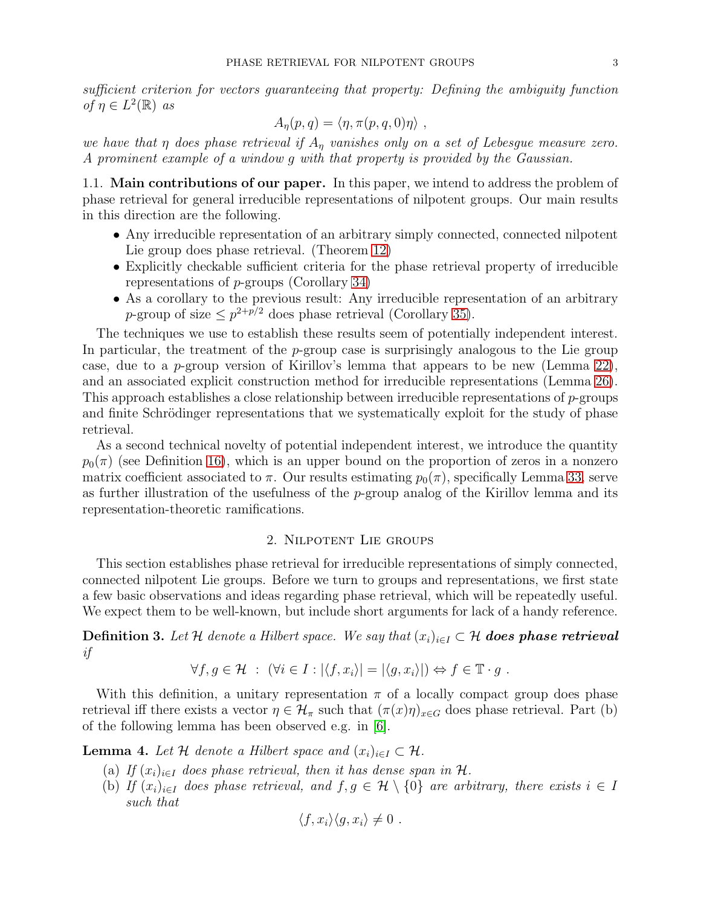*sufficient criterion for vectors guaranteeing that property: Defining the ambiguity function of $\eta \in L^2(\mathbb{R})$ as*

$$A_\eta(p,q) = \langle \eta, \pi(p,q,0)\eta \rangle \ ,$$

*we have that $\eta$ does phase retrieval if $A_\eta$ vanishes only on a set of Lebesgue measure zero. A prominent example of a window $g$ with that property is provided by the Gaussian.*

### 1.1. Main contributions of our paper.

In this paper, we intend to address the problem of phase retrieval for general irreducible representations of nilpotent groups. Our main results in this direction are the following.

- Any irreducible representation of an arbitrary simply connected, connected nilpotent Lie group does phase retrieval. (Theorem 12)
- Explicitly checkable sufficient criteria for the phase retrieval property of irreducible representations of $p$-groups (Corollary 34)
- As a corollary to the previous result: Any irreducible representation of an arbitrary $p$-group of size $\le p^{2+p/2}$ does phase retrieval (Corollary 35).

The techniques we use to establish these results seem of potentially independent interest. In particular, the treatment of the $p$-group case is surprisingly analogous to the Lie group case, due to a $p$-group version of Kirillov's lemma that appears to be new (Lemma 22), and an associated explicit construction method for irreducible representations (Lemma 26). This approach establishes a close relationship between irreducible representations of $p$-groups and finite Schrödinger representations that we systematically exploit for the study of phase retrieval.

As a second technical novelty of potential independent interest, we introduce the quantity $p_0(\pi)$ (see Definition 16), which is an upper bound on the proportion of zeros in a nonzero matrix coefficient associated to $\pi$. Our results estimating $p_0(\pi)$, specifically Lemma 33, serve as further illustration of the usefulness of the $p$-group analog of the Kirillov lemma and its representation-theoretic ramifications.

## 2. Nilpotent Lie groups

This section establishes phase retrieval for irreducible representations of simply connected, connected nilpotent Lie groups. Before we turn to groups and representations, we first state a few basic observations and ideas regarding phase retrieval, which will be repeatedly useful. We expect them to be well-known, but include short arguments for lack of a handy reference.

**Definition 3.** *Let $\mathcal{H}$ denote a Hilbert space. We say that $(x_i)_{i \in I} \subset \mathcal{H}$* ***does phase retrieval*** *if*

$$\forall f, g \in \mathcal{H} \ : \ (\forall i \in I : |\langle f, x_i \rangle| = |\langle g, x_i \rangle|) \Leftrightarrow f \in \mathbb{T} \cdot g \ .$$

With this definition, a unitary representation $\pi$ of a locally compact group does phase retrieval iff there exists a vector $\eta \in \mathcal{H}_\pi$ such that $(\pi(x)\eta)_{x \in G}$ does phase retrieval. Part (b) of the following lemma has been observed e.g. in [6].

**Lemma 4.** *Let $\mathcal{H}$ denote a Hilbert space and $(x_i)_{i \in I} \subset \mathcal{H}$.*

(a) *If $(x_i)_{i \in I}$ does phase retrieval, then it has dense span in $\mathcal{H}$.*
(b) *If $(x_i)_{i \in I}$ does phase retrieval, and $f, g \in \mathcal{H} \setminus \{0\}$ are arbitrary, there exists $i \in I$ such that*

$$\langle f, x_i \rangle \langle g, x_i \rangle \neq 0 \ .$$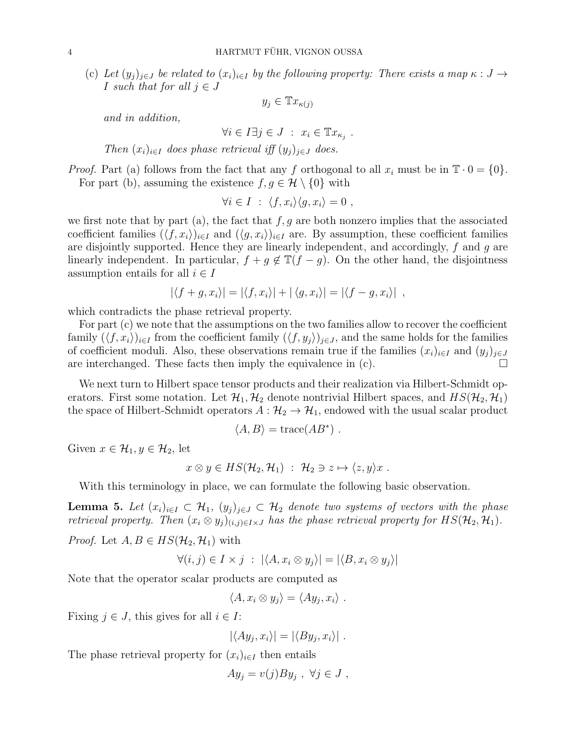(c) *Let $(y_j)_{j \in J}$ be related to $(x_i)_{i \in I}$ by the following property: There exists a map $\kappa : J \to I$ such that for all $j \in J$*

$$y_j \in \mathbb{T} x_{\kappa(j)}$$

*and in addition,*

$$\forall i \in I \exists j \in J \ : \ x_i \in \mathbb{T} x_{\kappa_j} \ .$$

*Then $(x_i)_{i \in I}$ does phase retrieval iff $(y_j)_{j \in J}$ does.*

*Proof.* Part (a) follows from the fact that any $f$ orthogonal to all $x_i$ must be in $\mathbb{T} \cdot 0 = \{0\}$.

For part (b), assuming the existence $f, g \in \mathcal{H} \setminus \{0\}$ with

$$\forall i \in I \ : \ \langle f, x_i \rangle \langle g, x_i \rangle = 0 \ ,$$

we first note that by part (a), the fact that $f, g$ are both nonzero implies that the associated coefficient families $(\langle f, x_i \rangle)_{i \in I}$ and $(\langle g, x_i \rangle)_{i \in I}$ are. By assumption, these coefficient families are disjointly supported. Hence they are linearly independent, and accordingly, $f$ and $g$ are linearly independent. In particular, $f + g \notin \mathbb{T}(f - g)$. On the other hand, the disjointness assumption entails for all $i \in I$

$$|\langle f + g, x_i \rangle| = |\langle f, x_i \rangle| + |\langle g, x_i \rangle| = |\langle f - g, x_i \rangle| \ ,$$

which contradicts the phase retrieval property.

For part (c) we note that the assumptions on the two families allow to recover the coefficient family $(\langle f, x_i \rangle)_{i \in I}$ from the coefficient family $(\langle f, y_j \rangle)_{j \in J}$, and the same holds for the families of coefficient moduli. Also, these observations remain true if the families $(x_i)_{i \in I}$ and $(y_j)_{j \in J}$ are interchanged. These facts then imply the equivalence in (c). □

We next turn to Hilbert space tensor products and their realization via Hilbert-Schmidt operators. First some notation. Let $\mathcal{H}_1, \mathcal{H}_2$ denote nontrivial Hilbert spaces, and $HS(\mathcal{H}_2, \mathcal{H}_1)$ the space of Hilbert-Schmidt operators $A : \mathcal{H}_2 \to \mathcal{H}_1$, endowed with the usual scalar product

$$\langle A, B \rangle = \mathrm{trace}(AB^*) \ .$$

Given $x \in \mathcal{H}_1, y \in \mathcal{H}_2$, let

$$x \otimes y \in HS(\mathcal{H}_2, \mathcal{H}_1) \ : \ \mathcal{H}_2 \ni z \mapsto \langle z, y \rangle x \ .$$

With this terminology in place, we can formulate the following basic observation.

**Lemma 5.** *Let $(x_i)_{i \in I} \subset \mathcal{H}_1$, $(y_j)_{j \in J} \subset \mathcal{H}_2$ denote two systems of vectors with the phase retrieval property. Then $(x_i \otimes y_j)_{(i,j) \in I \times J}$ has the phase retrieval property for $HS(\mathcal{H}_2, \mathcal{H}_1)$.*

*Proof.* Let $A, B \in HS(\mathcal{H}_2, \mathcal{H}_1)$ with

$$\forall (i,j) \in I \times j \ : \ |\langle A, x_i \otimes y_j \rangle| = |\langle B, x_i \otimes y_j \rangle|$$

Note that the operator scalar products are computed as

$$\langle A, x_i \otimes y_j \rangle = \langle A y_j, x_i \rangle \ .$$

Fixing $j \in J$, this gives for all $i \in I$:

$$|\langle A y_j, x_i \rangle| = |\langle B y_j, x_i \rangle| \ .$$

The phase retrieval property for $(x_i)_{i \in I}$ then entails

$$A y_j = v(j) B y_j \ , \ \forall j \in J \ ,$$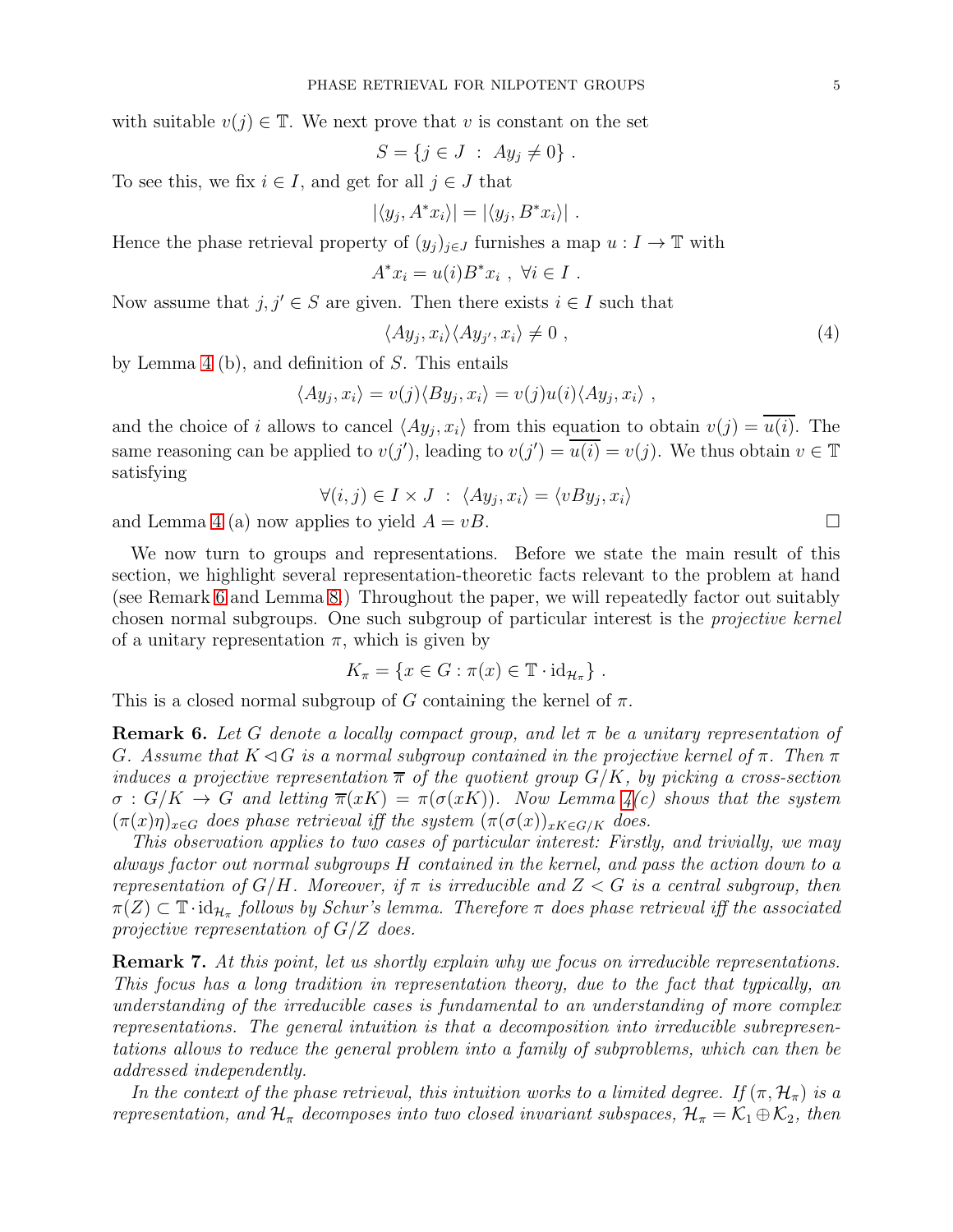with suitable $v(j) \in \mathbb{T}$. We next prove that $v$ is constant on the set

$$S = \{j \in J \ : \ Ay_j \neq 0\} \ .$$

To see this, we fix $i \in I$, and get for all $j \in J$ that

$$|\langle y_j, A^* x_i \rangle| = |\langle y_j, B^* x_i \rangle| \ .$$

Hence the phase retrieval property of $(y_j)_{j \in J}$ furnishes a map $u : I \to \mathbb{T}$ with

$$A^* x_i = u(i) B^* x_i \ , \ \forall i \in I \ .$$

Now assume that $j, j' \in S$ are given. Then there exists $i \in I$ such that

$$\langle A y_j, x_i \rangle \langle A y_{j'}, x_i \rangle \neq 0 \ , \tag{4}$$

by Lemma 4 (b), and definition of $S$. This entails

$$\langle A y_j, x_i \rangle = v(j) \langle B y_j, x_i \rangle = v(j) u(i) \langle A y_j, x_i \rangle \ ,$$

and the choice of $i$ allows to cancel $\langle A y_j, x_i \rangle$ from this equation to obtain $v(j) = \overline{u(i)}$. The same reasoning can be applied to $v(j')$, leading to $v(j') = \overline{u(i)} = v(j)$. We thus obtain $v \in \mathbb{T}$ satisfying

$$\forall (i,j) \in I \times J \ : \ \langle A y_j, x_i \rangle = \langle v B y_j, x_i \rangle$$

and Lemma 4 (a) now applies to yield $A = vB$. □

We now turn to groups and representations. Before we state the main result of this section, we highlight several representation-theoretic facts relevant to the problem at hand (see Remark 6 and Lemma 8.) Throughout the paper, we will repeatedly factor out suitably chosen normal subgroups. One such subgroup of particular interest is the *projective kernel* of a unitary representation $\pi$, which is given by

$$K_\pi = \{x \in G : \pi(x) \in \mathbb{T} \cdot \mathrm{id}_{\mathcal{H}_\pi}\} \ .$$

This is a closed normal subgroup of $G$ containing the kernel of $\pi$.

**Remark 6.** *Let $G$ denote a locally compact group, and let $\pi$ be a unitary representation of $G$. Assume that $K \lhd G$ is a normal subgroup contained in the projective kernel of $\pi$. Then $\pi$ induces a projective representation $\overline{\pi}$ of the quotient group $G/K$, by picking a cross-section $\sigma : G/K \to G$ and letting $\overline{\pi}(xK) = \pi(\sigma(xK))$. Now Lemma 4(c) shows that the system $(\pi(x)\eta)_{x \in G}$ does phase retrieval iff the system $(\pi(\sigma(x))_{xK \in G/K}$ does.*

*This observation applies to two cases of particular interest: Firstly, and trivially, we may always factor out normal subgroups $H$ contained in the kernel, and pass the action down to a representation of $G/H$. Moreover, if $\pi$ is irreducible and $Z < G$ is a central subgroup, then $\pi(Z) \subset \mathbb{T} \cdot \mathrm{id}_{\mathcal{H}_\pi}$ follows by Schur's lemma. Therefore $\pi$ does phase retrieval iff the associated projective representation of $G/Z$ does.*

**Remark 7.** *At this point, let us shortly explain why we focus on irreducible representations. This focus has a long tradition in representation theory, due to the fact that typically, an understanding of the irreducible cases is fundamental to an understanding of more complex representations. The general intuition is that a decomposition into irreducible subrepresentations allows to reduce the general problem into a family of subproblems, which can then be addressed independently.*

*In the context of the phase retrieval, this intuition works to a limited degree. If $(\pi, \mathcal{H}_\pi)$ is a representation, and $\mathcal{H}_\pi$ decomposes into two closed invariant subspaces, $\mathcal{H}_\pi = \mathcal{K}_1 \oplus \mathcal{K}_2$, then*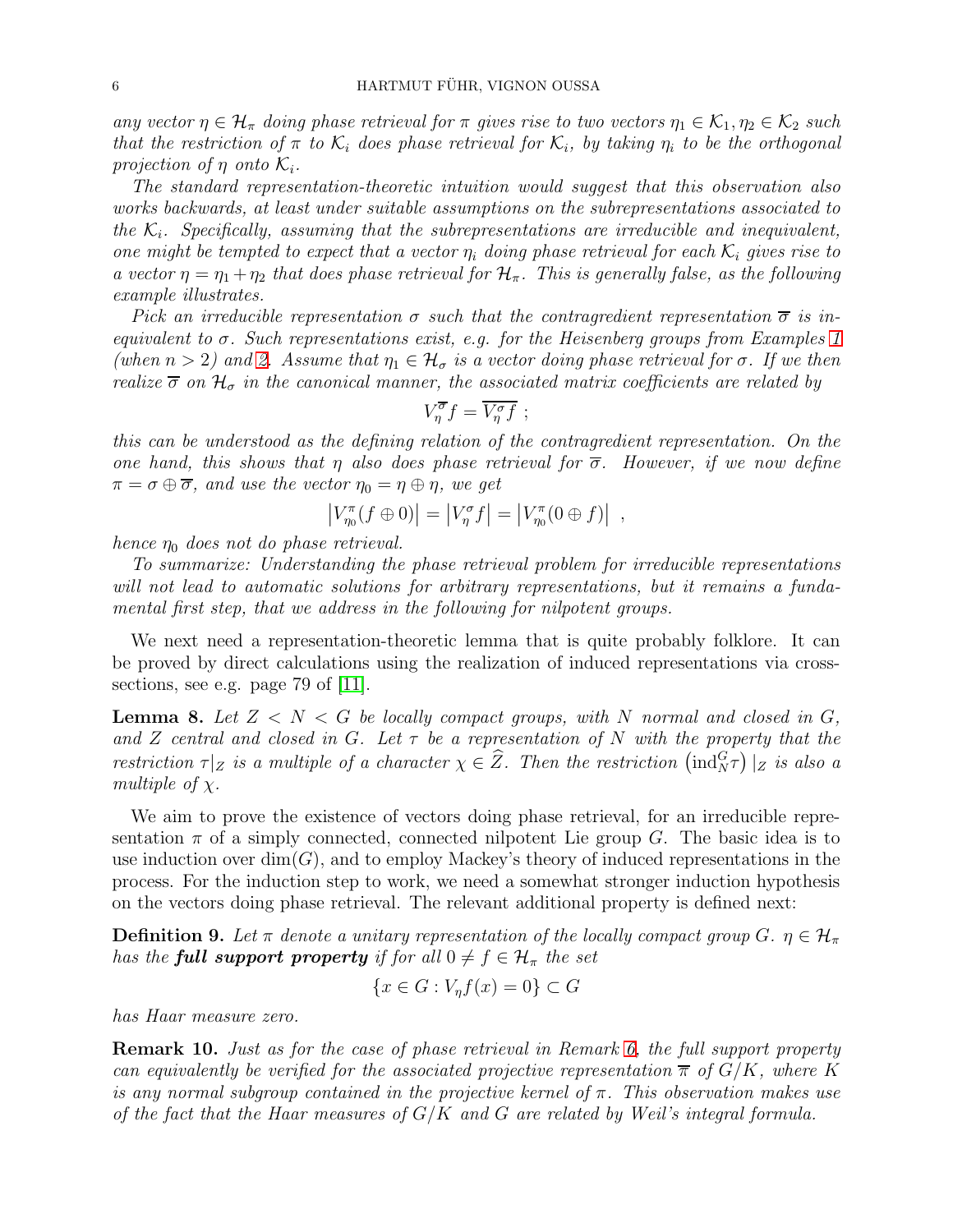*any vector $\eta \in \mathcal{H}_\pi$ doing phase retrieval for $\pi$ gives rise to two vectors $\eta_1 \in \mathcal{K}_1, \eta_2 \in \mathcal{K}_2$ such that the restriction of $\pi$ to $\mathcal{K}_i$ does phase retrieval for $\mathcal{K}_i$, by taking $\eta_i$ to be the orthogonal projection of $\eta$ onto $\mathcal{K}_i$.*

*The standard representation-theoretic intuition would suggest that this observation also works backwards, at least under suitable assumptions on the subrepresentations associated to the $\mathcal{K}_i$. Specifically, assuming that the subrepresentations are irreducible and inequivalent, one might be tempted to expect that a vector $\eta_i$ doing phase retrieval for each $\mathcal{K}_i$ gives rise to a vector $\eta = \eta_1 + \eta_2$ that does phase retrieval for $\mathcal{H}_\pi$. This is generally false, as the following example illustrates.*

*Pick an irreducible representation $\sigma$ such that the contragredient representation $\overline{\sigma}$ is inequivalent to $\sigma$. Such representations exist, e.g. for the Heisenberg groups from Examples 1 (when $n > 2$) and 2. Assume that $\eta_1 \in \mathcal{H}_\sigma$ is a vector doing phase retrieval for $\sigma$. If we then realize $\overline{\sigma}$ on $\mathcal{H}_\sigma$ in the canonical manner, the associated matrix coefficients are related by*

$$V_\eta^{\overline{\sigma}} f = \overline{V_\eta^\sigma f} \ ;$$

*this can be understood as the defining relation of the contragredient representation. On the one hand, this shows that $\eta$ also does phase retrieval for $\overline{\sigma}$. However, if we now define $\pi = \sigma \oplus \overline{\sigma}$, and use the vector $\eta_0 = \eta \oplus \eta$, we get*

$$\left| V_{\eta_0}^\pi (f \oplus 0) \right| = \left| V_\eta^\sigma f \right| = \left| V_{\eta_0}^\pi (0 \oplus f) \right| \ ,$$

*hence $\eta_0$ does not do phase retrieval.*

*To summarize: Understanding the phase retrieval problem for irreducible representations will not lead to automatic solutions for arbitrary representations, but it remains a fundamental first step, that we address in the following for nilpotent groups.*

We next need a representation-theoretic lemma that is quite probably folklore. It can be proved by direct calculations using the realization of induced representations via cross-sections, see e.g. page 79 of [11].

**Lemma 8.** *Let $Z < N < G$ be locally compact groups, with $N$ normal and closed in $G$, and $Z$ central and closed in $G$. Let $\tau$ be a representation of $N$ with the property that the restriction $\tau|_Z$ is a multiple of a character $\chi \in \widehat{Z}$. Then the restriction $\left(\mathrm{ind}_N^G \tau\right)|_Z$ is also a multiple of $\chi$.*

We aim to prove the existence of vectors doing phase retrieval, for an irreducible representation $\pi$ of a simply connected, connected nilpotent Lie group $G$. The basic idea is to use induction over $\dim(G)$, and to employ Mackey's theory of induced representations in the process. For the induction step to work, we need a somewhat stronger induction hypothesis on the vectors doing phase retrieval. The relevant additional property is defined next:

**Definition 9.** *Let $\pi$ denote a unitary representation of the locally compact group $G$. $\eta \in \mathcal{H}_\pi$ has the **full support property** if for all $0 \neq f \in \mathcal{H}_\pi$ the set*

$$\{x \in G : V_\eta f(x) = 0\} \subset G$$

*has Haar measure zero.*

**Remark 10.** *Just as for the case of phase retrieval in Remark 6, the full support property can equivalently be verified for the associated projective representation $\overline{\pi}$ of $G/K$, where $K$ is any normal subgroup contained in the projective kernel of $\pi$. This observation makes use of the fact that the Haar measures of $G/K$ and $G$ are related by Weil's integral formula.*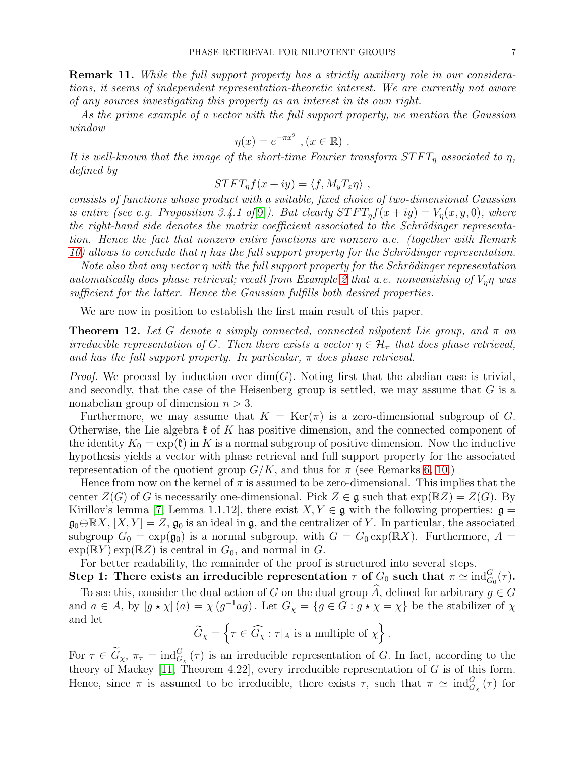**Remark 11.** *While the full support property has a strictly auxiliary role in our considerations, it seems of independent representation-theoretic interest. We are currently not aware of any sources investigating this property as an interest in its own right.*

*As the prime example of a vector with the full support property, we mention the Gaussian window*

$$\eta(x) = e^{-\pi x^2} \ , (x \in \mathbb{R}) \ .$$

*It is well-known that the image of the short-time Fourier transform $STFT_\eta$ associated to $\eta$, defined by*

$$STFT_\eta f(x+iy) = \langle f, M_y T_x \eta \rangle \ ,$$

*consists of functions whose product with a suitable, fixed choice of two-dimensional Gaussian is entire (see e.g. Proposition 3.4.1 of[9]). But clearly $STFT_\eta f(x+iy) = V_\eta(x,y,0)$, where the right-hand side denotes the matrix coefficient associated to the Schrödinger representation. Hence the fact that nonzero entire functions are nonzero a.e. (together with Remark 10) allows to conclude that $\eta$ has the full support property for the Schrödinger representation.*

*Note also that any vector $\eta$ with the full support property for the Schrödinger representation automatically does phase retrieval; recall from Example 2 that a.e. nonvanishing of $V_\eta \eta$ was sufficient for the latter. Hence the Gaussian fulfills both desired properties.*

We are now in position to establish the first main result of this paper.

**Theorem 12.** *Let $G$ denote a simply connected, connected nilpotent Lie group, and $\pi$ an irreducible representation of $G$. Then there exists a vector $\eta \in \mathcal{H}_\pi$ that does phase retrieval, and has the full support property. In particular, $\pi$ does phase retrieval.*

*Proof.* We proceed by induction over $\dim(G)$. Noting first that the abelian case is trivial, and secondly, that the case of the Heisenberg group is settled, we may assume that $G$ is a nonabelian group of dimension $n > 3$.

Furthermore, we may assume that $K = \mathrm{Ker}(\pi)$ is a zero-dimensional subgroup of $G$. Otherwise, the Lie algebra $\mathfrak{k}$ of $K$ has positive dimension, and the connected component of the identity $K_0 = \exp(\mathfrak{k})$ in $K$ is a normal subgroup of positive dimension. Now the inductive hypothesis yields a vector with phase retrieval and full support property for the associated representation of the quotient group $G/K$, and thus for $\pi$ (see Remarks 6, 10.)

Hence from now on the kernel of $\pi$ is assumed to be zero-dimensional. This implies that the center $Z(G)$ of $G$ is necessarily one-dimensional. Pick $Z \in \mathfrak{g}$ such that $\exp(\mathbb{R}Z) = Z(G)$. By Kirillov's lemma [7, Lemma 1.1.12], there exist $X, Y \in \mathfrak{g}$ with the following properties: $\mathfrak{g} = \mathfrak{g}_0 \oplus \mathbb{R}X$, $[X,Y] = Z$, $\mathfrak{g}_0$ is an ideal in $\mathfrak{g}$, and the centralizer of $Y$. In particular, the associated subgroup $G_0 = \exp(\mathfrak{g}_0)$ is a normal subgroup, with $G = G_0 \exp(\mathbb{R}X)$. Furthermore, $A = \exp(\mathbb{R}Y)\exp(\mathbb{R}Z)$ is central in $G_0$, and normal in $G$.

For better readability, the remainder of the proof is structured into several steps.

**Step 1: There exists an irreducible representation $\tau$ of $G_0$ such that $\pi \simeq \mathrm{ind}_{G_0}^G(\tau)$.**

To see this, consider the dual action of $G$ on the dual group $\widehat{A}$, defined for arbitrary $g \in G$ and $a \in A$, by $[g \star \chi](a) = \chi(g^{-1}ag)$. Let $G_\chi = \{g \in G : g \star \chi = \chi\}$ be the stabilizer of $\chi$ and let

$$\widetilde{G}_\chi = \left\{ \tau \in \widehat{G_\chi} : \tau|_A \text{ is a multiple of } \chi \right\}.$$

For $\tau \in \widetilde{G}_\chi$, $\pi_\tau = \mathrm{ind}_{G_\chi}^G(\tau)$ is an irreducible representation of $G$. In fact, according to the theory of Mackey [11, Theorem 4.22], every irreducible representation of $G$ is of this form. Hence, since $\pi$ is assumed to be irreducible, there exists $\tau$, such that $\pi \simeq \mathrm{ind}_{G_\chi}^G(\tau)$ for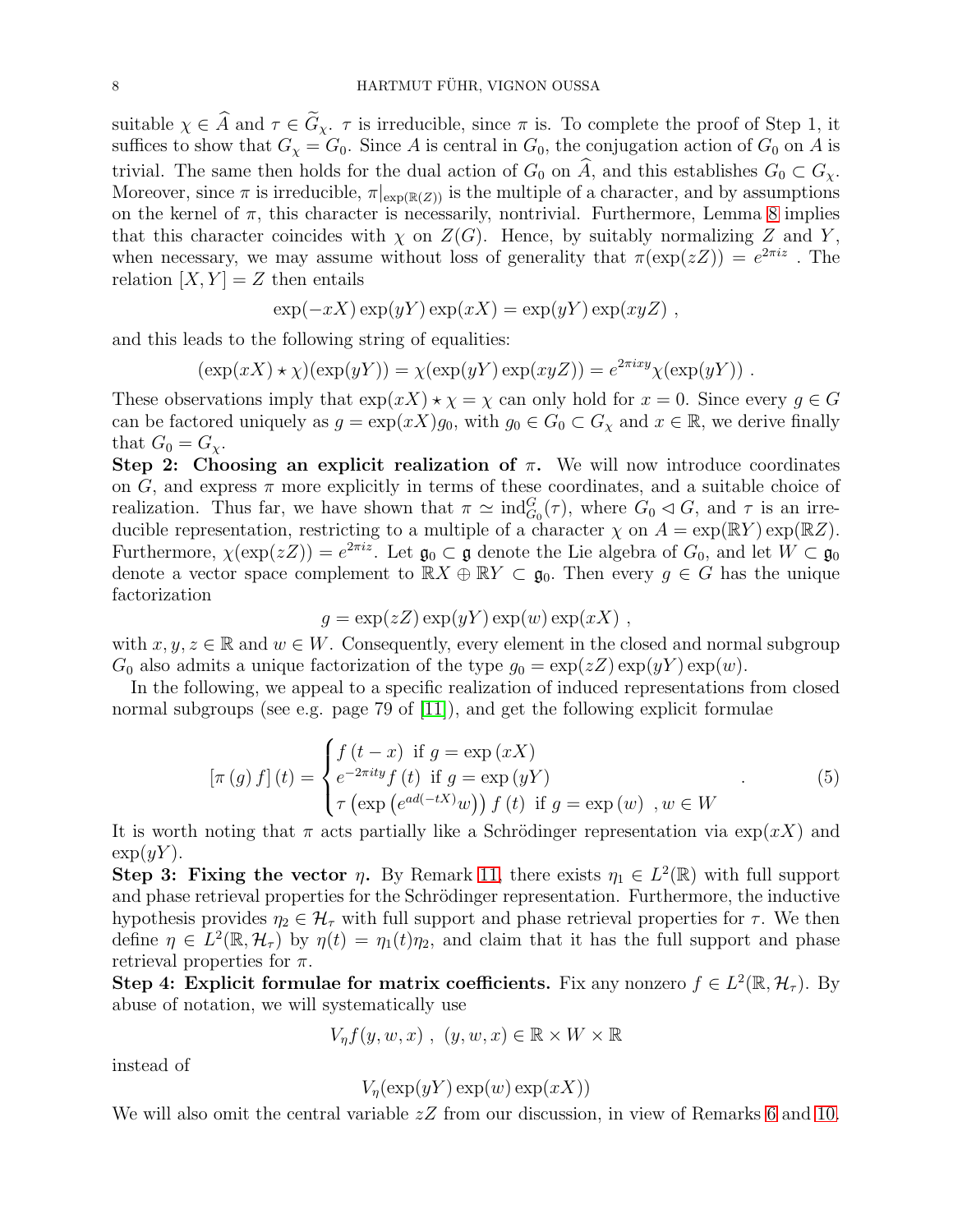suitable $\chi \in \widehat{A}$ and $\tau \in \widetilde{G}_\chi$. $\tau$ is irreducible, since $\pi$ is. To complete the proof of Step 1, it suffices to show that $G_\chi = G_0$. Since $A$ is central in $G_0$, the conjugation action of $G_0$ on $A$ is trivial. The same then holds for the dual action of $G_0$ on $\widehat{A}$, and this establishes $G_0 \subset G_\chi$. Moreover, since $\pi$ is irreducible, $\pi|_{\exp(\mathbb{R}(Z))}$ is the multiple of a character, and by assumptions on the kernel of $\pi$, this character is necessarily, nontrivial. Furthermore, Lemma 8 implies that this character coincides with $\chi$ on $Z(G)$. Hence, by suitably normalizing $Z$ and $Y$, when necessary, we may assume without loss of generality that $\pi(\exp(zZ)) = e^{2\pi i z}$ . The relation $[X,Y] = Z$ then entails

$$\exp(-xX)\exp(yY)\exp(xX) = \exp(yY)\exp(xyZ) \ ,$$

and this leads to the following string of equalities:

$$(\exp(xX) \star \chi)(\exp(yY)) = \chi(\exp(yY)\exp(xyZ)) = e^{2\pi i xy}\chi(\exp(yY)) \ .$$

These observations imply that $\exp(xX) \star \chi = \chi$ can only hold for $x = 0$. Since every $g \in G$ can be factored uniquely as $g = \exp(xX)g_0$, with $g_0 \in G_0 \subset G_\chi$ and $x \in \mathbb{R}$, we derive finally that $G_0 = G_\chi$.

**Step 2: Choosing an explicit realization of $\pi$.** We will now introduce coordinates on $G$, and express $\pi$ more explicitly in terms of these coordinates, and a suitable choice of realization. Thus far, we have shown that $\pi \simeq \mathrm{ind}_{G_0}^G(\tau)$, where $G_0 \lhd G$, and $\tau$ is an irreducible representation, restricting to a multiple of a character $\chi$ on $A = \exp(\mathbb{R}Y)\exp(\mathbb{R}Z)$. Furthermore, $\chi(\exp(zZ)) = e^{2\pi i z}$. Let $\mathfrak{g}_0 \subset \mathfrak{g}$ denote the Lie algebra of $G_0$, and let $W \subset \mathfrak{g}_0$ denote a vector space complement to $\mathbb{R}X \oplus \mathbb{R}Y \subset \mathfrak{g}_0$. Then every $g \in G$ has the unique factorization

$$g = \exp(zZ)\exp(yY)\exp(w)\exp(xX) \ ,$$

with $x, y, z \in \mathbb{R}$ and $w \in W$. Consequently, every element in the closed and normal subgroup $G_0$ also admits a unique factorization of the type $g_0 = \exp(zZ)\exp(yY)\exp(w)$.

In the following, we appeal to a specific realization of induced representations from closed normal subgroups (see e.g. page 79 of [11]), and get the following explicit formulae

$$[\pi(g) f](t) = \begin{cases} f(t-x) \ \text{ if } g = \exp(xX) \\ e^{-2\pi i t y} f(t) \ \text{ if } g = \exp(yY) \\ \tau\left(\exp\left(e^{ad(-tX)} w\right)\right) f(t) \ \text{ if } g = \exp(w) \ \ , w \in W \end{cases} . \tag{5}$$

It is worth noting that $\pi$ acts partially like a Schrödinger representation via $\exp(xX)$ and $\exp(yY)$.

**Step 3: Fixing the vector $\eta$.** By Remark 11, there exists $\eta_1 \in L^2(\mathbb{R})$ with full support and phase retrieval properties for the Schrödinger representation. Furthermore, the inductive hypothesis provides $\eta_2 \in \mathcal{H}_\tau$ with full support and phase retrieval properties for $\tau$. We then define $\eta \in L^2(\mathbb{R}, \mathcal{H}_\tau)$ by $\eta(t) = \eta_1(t)\eta_2$, and claim that it has the full support and phase retrieval properties for $\pi$.

**Step 4: Explicit formulae for matrix coefficients.** Fix any nonzero $f \in L^2(\mathbb{R}, \mathcal{H}_\tau)$. By abuse of notation, we will systematically use

$$V_\eta f(y, w, x) \ , \ (y, w, x) \in \mathbb{R} \times W \times \mathbb{R}$$

instead of

$$V_\eta(\exp(yY)\exp(w)\exp(xX))$$

We will also omit the central variable $zZ$ from our discussion, in view of Remarks 6 and 10.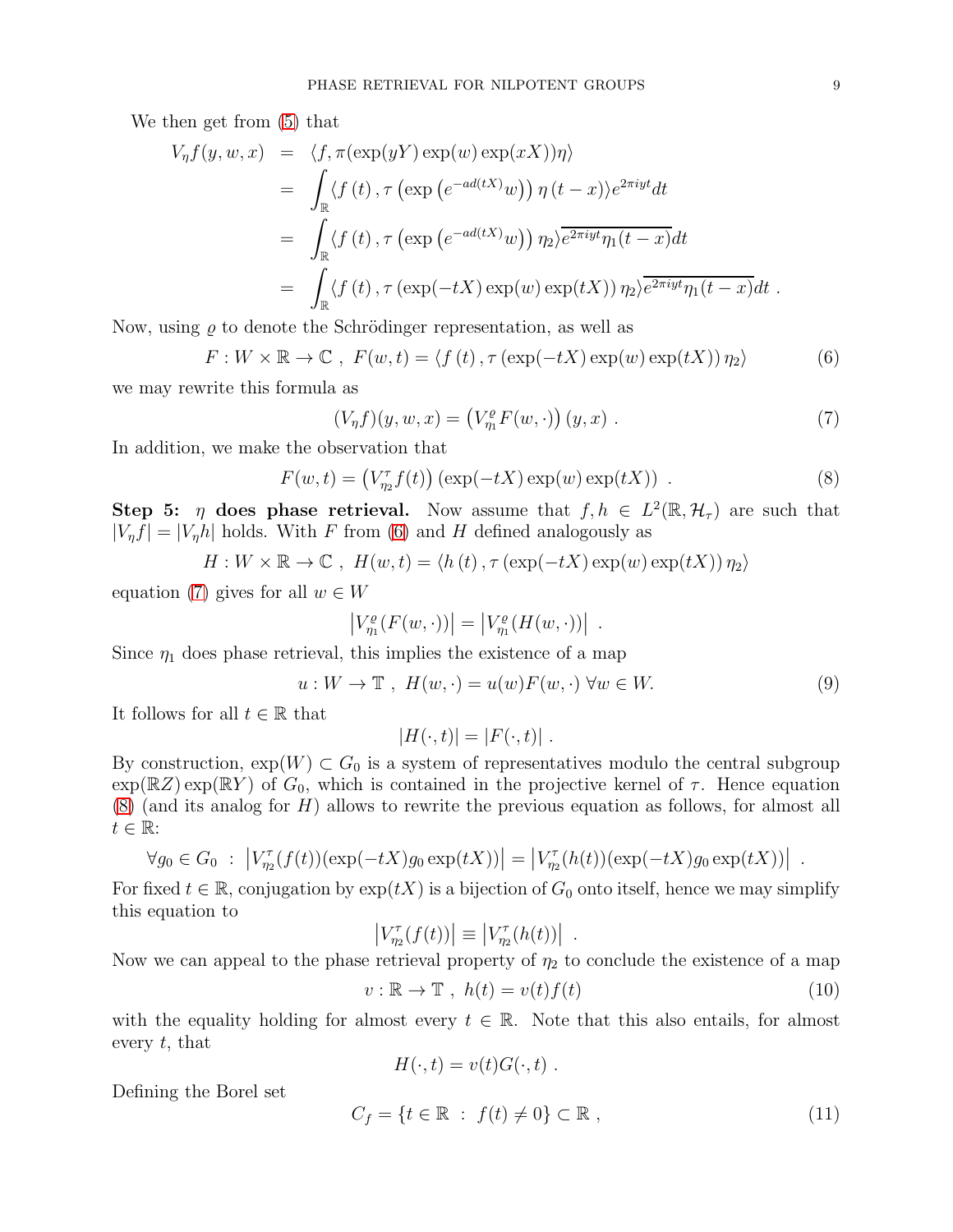We then get from (5) that

$$
\begin{aligned}
V_\eta f(y,w,x) &= \langle f, \pi(\exp(yY)\exp(w)\exp(xX))\eta\rangle \\
&= \int_{\mathbb{R}} \langle f(t), \tau\left(\exp\left(e^{-ad(tX)}w\right)\right)\eta(t-x)\rangle e^{2\pi i y t} dt \\
&= \int_{\mathbb{R}} \langle f(t), \tau\left(\exp\left(e^{-ad(tX)}w\right)\right)\eta_2\rangle \overline{e^{2\pi i y t}\eta_1(t-x)} dt \\
&= \int_{\mathbb{R}} \langle f(t), \tau\left(\exp(-tX)\exp(w)\exp(tX)\right)\eta_2\rangle \overline{e^{2\pi i y t}\eta_1(t-x)} dt \; .
\end{aligned}
$$

Now, using $\varrho$ to denote the Schrödinger representation, as well as

$$F : W \times \mathbb{R} \to \mathbb{C} \;,\; F(w,t) = \langle f(t), \tau\left(\exp(-tX)\exp(w)\exp(tX)\right)\eta_2\rangle \tag{6}$$

we may rewrite this formula as

$$(V_\eta f)(y,w,x) = \left(V^\varrho_{\eta_1} F(w,\cdot)\right)(y,x) \; . \tag{7}$$

In addition, we make the observation that

$$F(w,t) = \left(V^\tau_{\eta_2} f(t)\right)\left(\exp(-tX)\exp(w)\exp(tX)\right) \; . \tag{8}$$

**Step 5: $\eta$ does phase retrieval.** Now assume that $f, h \in L^2(\mathbb{R}, \mathcal{H}_\tau)$ are such that $|V_\eta f| = |V_\eta h|$ holds. With $F$ from (6) and $H$ defined analogously as

$$H : W \times \mathbb{R} \to \mathbb{C} \;,\; H(w,t) = \langle h(t), \tau\left(\exp(-tX)\exp(w)\exp(tX)\right)\eta_2\rangle$$

equation (7) gives for all $w \in W$

$$\left|V^\varrho_{\eta_1}(F(w,\cdot))\right| = \left|V^\varrho_{\eta_1}(H(w,\cdot))\right| \; .$$

Since $\eta_1$ does phase retrieval, this implies the existence of a map

$$u : W \to \mathbb{T} \;,\; H(w,\cdot) = u(w)F(w,\cdot) \;\forall w \in W. \tag{9}$$

It follows for all $t \in \mathbb{R}$ that

$$|H(\cdot,t)| = |F(\cdot,t)| \; .$$

By construction, $\exp(W) \subset G_0$ is a system of representatives modulo the central subgroup $\exp(\mathbb{R}Z)\exp(\mathbb{R}Y)$ of $G_0$, which is contained in the projective kernel of $\tau$. Hence equation (8) (and its analog for $H$) allows to rewrite the previous equation as follows, for almost all $t \in \mathbb{R}$:

$$\forall g_0 \in G_0 \;:\; \left|V^\tau_{\eta_2}(f(t))(\exp(-tX)g_0\exp(tX))\right| = \left|V^\tau_{\eta_2}(h(t))(\exp(-tX)g_0\exp(tX))\right| \; .$$

For fixed $t \in \mathbb{R}$, conjugation by $\exp(tX)$ is a bijection of $G_0$ onto itself, hence we may simplify this equation to

$$\left|V^\tau_{\eta_2}(f(t))\right| \equiv \left|V^\tau_{\eta_2}(h(t))\right| \; .$$

Now we can appeal to the phase retrieval property of $\eta_2$ to conclude the existence of a map

$$v : \mathbb{R} \to \mathbb{T} \;,\; h(t) = v(t)f(t) \tag{10}$$

with the equality holding for almost every $t \in \mathbb{R}$. Note that this also entails, for almost every $t$, that

$$H(\cdot,t) = v(t)G(\cdot,t) \; .$$

Defining the Borel set

$$C_f = \{t \in \mathbb{R} \;:\; f(t) \neq 0\} \subset \mathbb{R} \; , \tag{11}$$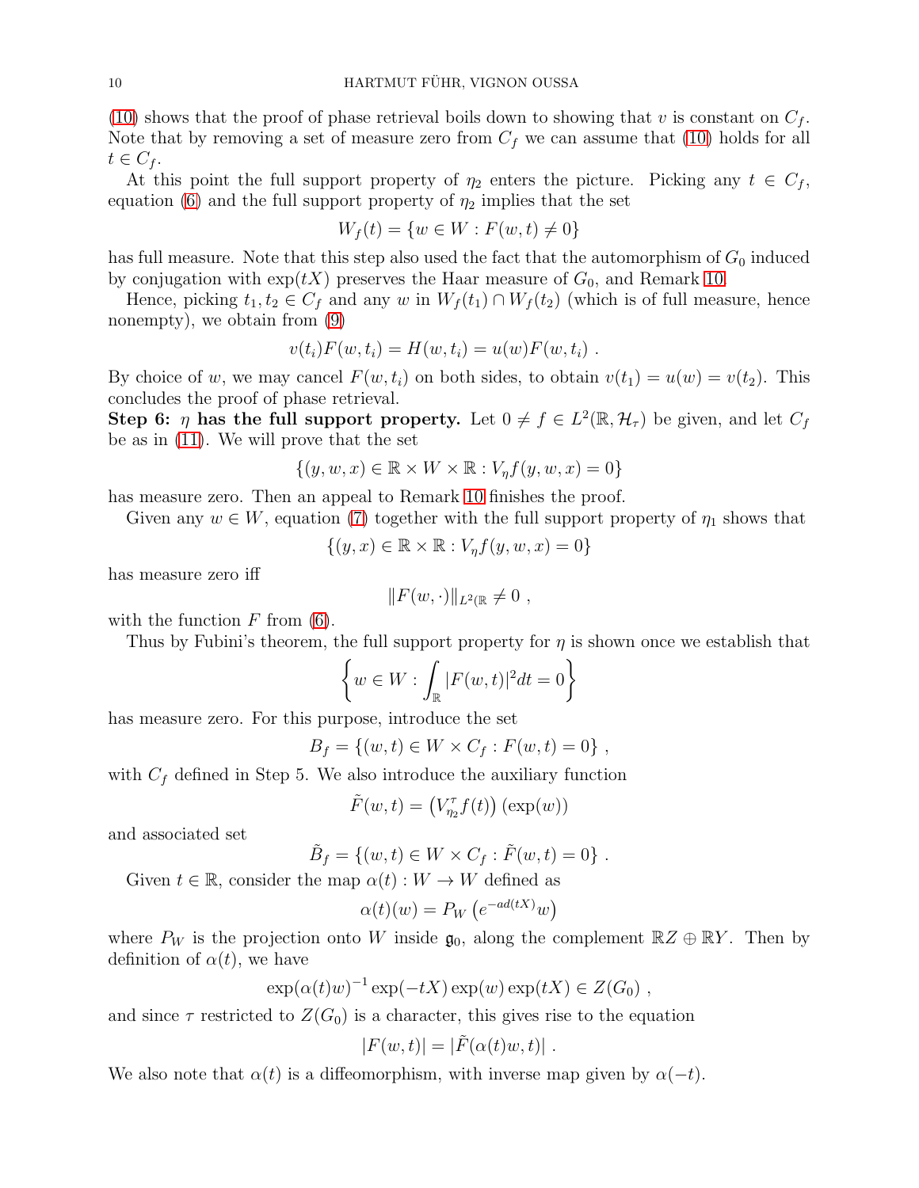(10) shows that the proof of phase retrieval boils down to showing that $v$ is constant on $C_f$. Note that by removing a set of measure zero from $C_f$ we can assume that (10) holds for all $t \in C_f$.

At this point the full support property of $\eta_2$ enters the picture. Picking any $t \in C_f$, equation (6) and the full support property of $\eta_2$ implies that the set

$$W_f(t) = \{w \in W : F(w,t) \neq 0\}$$

has full measure. Note that this step also used the fact that the automorphism of $G_0$ induced by conjugation with $\exp(tX)$ preserves the Haar measure of $G_0$, and Remark 10.

Hence, picking $t_1, t_2 \in C_f$ and any $w$ in $W_f(t_1) \cap W_f(t_2)$ (which is of full measure, hence nonempty), we obtain from (9)

$$v(t_i)F(w,t_i) = H(w,t_i) = u(w)F(w,t_i) \ .$$

By choice of $w$, we may cancel $F(w,t_i)$ on both sides, to obtain $v(t_1) = u(w) = v(t_2)$. This concludes the proof of phase retrieval.

**Step 6: $\eta$ has the full support property.** Let $0 \neq f \in L^2(\mathbb{R}, \mathcal{H}_\tau)$ be given, and let $C_f$ be as in (11). We will prove that the set

$$\{(y,w,x) \in \mathbb{R} \times W \times \mathbb{R} : V_\eta f(y,w,x) = 0\}$$

has measure zero. Then an appeal to Remark 10 finishes the proof.

Given any $w \in W$, equation (7) together with the full support property of $\eta_1$ shows that

$$\{(y,x) \in \mathbb{R} \times \mathbb{R} : V_\eta f(y,w,x) = 0\}$$

has measure zero iff

$$\|F(w,\cdot)\|_{L^2(\mathbb{R}} \neq 0 \ ,$$

with the function $F$ from (6).

Thus by Fubini's theorem, the full support property for $\eta$ is shown once we establish that

$$\left\{ w \in W : \int_{\mathbb{R}} |F(w,t)|^2 dt = 0 \right\}$$

has measure zero. For this purpose, introduce the set

$$B_f = \{(w,t) \in W \times C_f : F(w,t) = 0\} \ ,$$

with $C_f$ defined in Step 5. We also introduce the auxiliary function

$$\tilde{F}(w,t) = \left(V_{\eta_2}^\tau f(t)\right)(\exp(w))$$

and associated set

$$\tilde{B}_f = \{(w,t) \in W \times C_f : \tilde{F}(w,t) = 0\} \ .$$

Given $t \in \mathbb{R}$, consider the map $\alpha(t) : W \to W$ defined as

$$\alpha(t)(w) = P_W \left(e^{-ad(tX)} w\right)$$

where $P_W$ is the projection onto $W$ inside $\mathfrak{g}_0$, along the complement $\mathbb{R}Z \oplus \mathbb{R}Y$. Then by definition of $\alpha(t)$, we have

$$\exp(\alpha(t)w)^{-1} \exp(-tX) \exp(w) \exp(tX) \in Z(G_0) \ ,$$

and since $\tau$ restricted to $Z(G_0)$ is a character, this gives rise to the equation

$$|F(w,t)| = |\tilde{F}(\alpha(t)w,t)| \ .$$

We also note that $\alpha(t)$ is a diffeomorphism, with inverse map given by $\alpha(-t)$.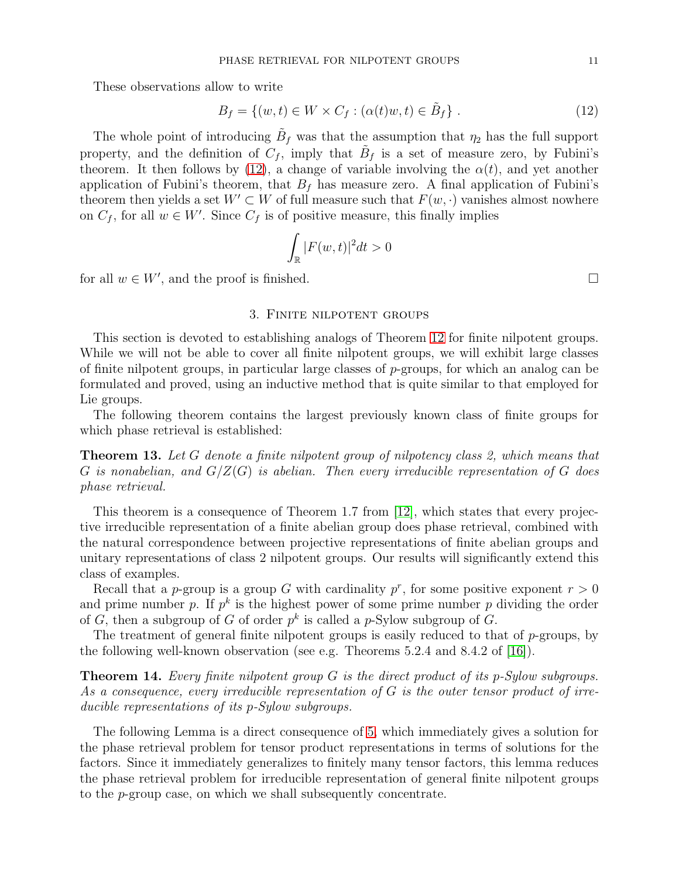These observations allow to write

$$B_f = \{(w,t) \in W \times C_f : (\alpha(t)w, t) \in \tilde{B}_f\} \ . \tag{12}$$

The whole point of introducing $\tilde{B}_f$ was that the assumption that $\eta_2$ has the full support property, and the definition of $C_f$, imply that $\tilde{B}_f$ is a set of measure zero, by Fubini's theorem. It then follows by (12), a change of variable involving the $\alpha(t)$, and yet another application of Fubini's theorem, that $B_f$ has measure zero. A final application of Fubini's theorem then yields a set $W' \subset W$ of full measure such that $F(w, \cdot)$ vanishes almost nowhere on $C_f$, for all $w \in W'$. Since $C_f$ is of positive measure, this finally implies

$$\int_{\mathbb{R}} |F(w,t)|^2 dt > 0$$

for all $w \in W'$, and the proof is finished. □

## 3. Finite nilpotent groups

This section is devoted to establishing analogs of Theorem 12 for finite nilpotent groups. While we will not be able to cover all finite nilpotent groups, we will exhibit large classes of finite nilpotent groups, in particular large classes of $p$-groups, for which an analog can be formulated and proved, using an inductive method that is quite similar to that employed for Lie groups.

The following theorem contains the largest previously known class of finite groups for which phase retrieval is established:

**Theorem 13.** *Let $G$ denote a finite nilpotent group of nilpotency class 2, which means that $G$ is nonabelian, and $G/Z(G)$ is abelian. Then every irreducible representation of $G$ does phase retrieval.*

This theorem is a consequence of Theorem 1.7 from [12], which states that every projective irreducible representation of a finite abelian group does phase retrieval, combined with the natural correspondence between projective representations of finite abelian groups and unitary representations of class 2 nilpotent groups. Our results will significantly extend this class of examples.

Recall that a $p$-group is a group $G$ with cardinality $p^r$, for some positive exponent $r > 0$ and prime number $p$. If $p^k$ is the highest power of some prime number $p$ dividing the order of $G$, then a subgroup of $G$ of order $p^k$ is called a $p$-Sylow subgroup of $G$.

The treatment of general finite nilpotent groups is easily reduced to that of $p$-groups, by the following well-known observation (see e.g. Theorems 5.2.4 and 8.4.2 of [16]).

**Theorem 14.** *Every finite nilpotent group $G$ is the direct product of its $p$-Sylow subgroups. As a consequence, every irreducible representation of $G$ is the outer tensor product of irreducible representations of its $p$-Sylow subgroups.*

The following Lemma is a direct consequence of 5, which immediately gives a solution for the phase retrieval problem for tensor product representations in terms of solutions for the factors. Since it immediately generalizes to finitely many tensor factors, this lemma reduces the phase retrieval problem for irreducible representation of general finite nilpotent groups to the $p$-group case, on which we shall subsequently concentrate.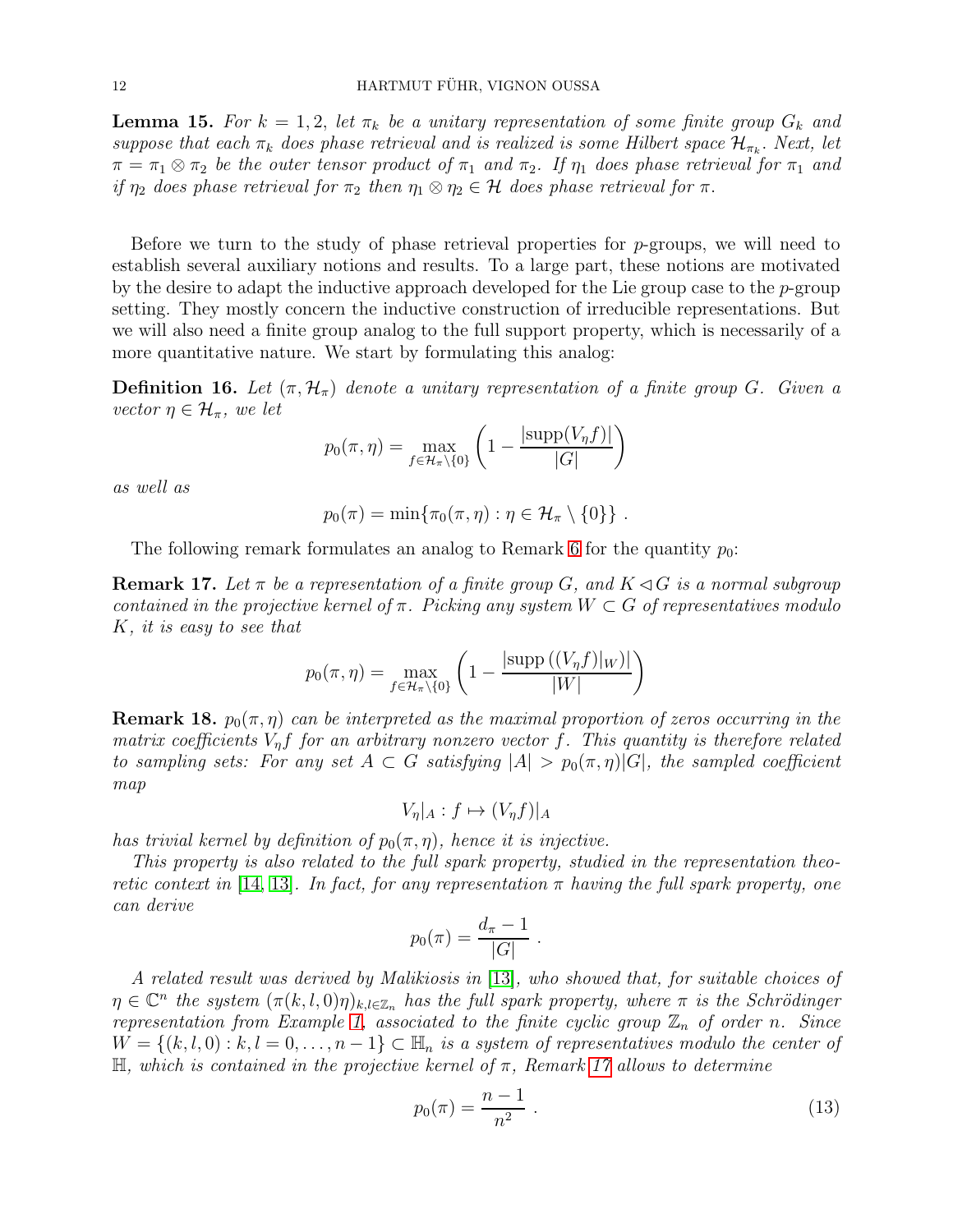**Lemma 15.** *For $k = 1, 2$, let $\pi_k$ be a unitary representation of some finite group $G_k$ and suppose that each $\pi_k$ does phase retrieval and is realized is some Hilbert space $\mathcal{H}_{\pi_k}$. Next, let $\pi = \pi_1 \otimes \pi_2$ be the outer tensor product of $\pi_1$ and $\pi_2$. If $\eta_1$ does phase retrieval for $\pi_1$ and if $\eta_2$ does phase retrieval for $\pi_2$ then $\eta_1 \otimes \eta_2 \in \mathcal{H}$ does phase retrieval for $\pi$.*

Before we turn to the study of phase retrieval properties for $p$-groups, we will need to establish several auxiliary notions and results. To a large part, these notions are motivated by the desire to adapt the inductive approach developed for the Lie group case to the $p$-group setting. They mostly concern the inductive construction of irreducible representations. But we will also need a finite group analog to the full support property, which is necessarily of a more quantitative nature. We start by formulating this analog:

**Definition 16.** *Let $(\pi, \mathcal{H}_\pi)$ denote a unitary representation of a finite group $G$. Given a vector $\eta \in \mathcal{H}_\pi$, we let*

$$p_0(\pi, \eta) = \max_{f \in \mathcal{H}_\pi \setminus \{0\}} \left( 1 - \frac{|\mathrm{supp}(V_\eta f)|}{|G|} \right)$$

*as well as*

$$p_0(\pi) = \min\{\pi_0(\pi, \eta) : \eta \in \mathcal{H}_\pi \setminus \{0\}\} \ .$$

The following remark formulates an analog to Remark 6 for the quantity $p_0$:

**Remark 17.** *Let $\pi$ be a representation of a finite group $G$, and $K \lhd G$ is a normal subgroup contained in the projective kernel of $\pi$. Picking any system $W \subset G$ of representatives modulo $K$, it is easy to see that*

$$p_0(\pi, \eta) = \max_{f \in \mathcal{H}_\pi \setminus \{0\}} \left( 1 - \frac{|\mathrm{supp}\left((V_\eta f)|_W\right)|}{|W|} \right)$$

**Remark 18.** *$p_0(\pi, \eta)$ can be interpreted as the maximal proportion of zeros occurring in the matrix coefficients $V_\eta f$ for an arbitrary nonzero vector $f$. This quantity is therefore related to sampling sets: For any set $A \subset G$ satisfying $|A| > p_0(\pi, \eta)|G|$, the sampled coefficient map*

$$V_\eta|_A : f \mapsto (V_\eta f)|_A$$

*has trivial kernel by definition of $p_0(\pi, \eta)$, hence it is injective.*

*This property is also related to the full spark property, studied in the representation theoretic context in [14, 13]. In fact, for any representation $\pi$ having the full spark property, one can derive*

$$p_0(\pi) = \frac{d_\pi - 1}{|G|} \ .$$

*A related result was derived by Malikiosis in [13], who showed that, for suitable choices of $\eta \in \mathbb{C}^n$ the system $(\pi(k, l, 0)\eta)_{k,l \in \mathbb{Z}_n}$ has the full spark property, where $\pi$ is the Schrödinger representation from Example 1, associated to the finite cyclic group $\mathbb{Z}_n$ of order $n$. Since $W = \{(k, l, 0) : k, l = 0, \ldots, n-1\} \subset \mathbb{H}_n$ is a system of representatives modulo the center of $\mathbb{H}$, which is contained in the projective kernel of $\pi$, Remark 17 allows to determine*

$$p_0(\pi) = \frac{n-1}{n^2} \ . \tag{13}$$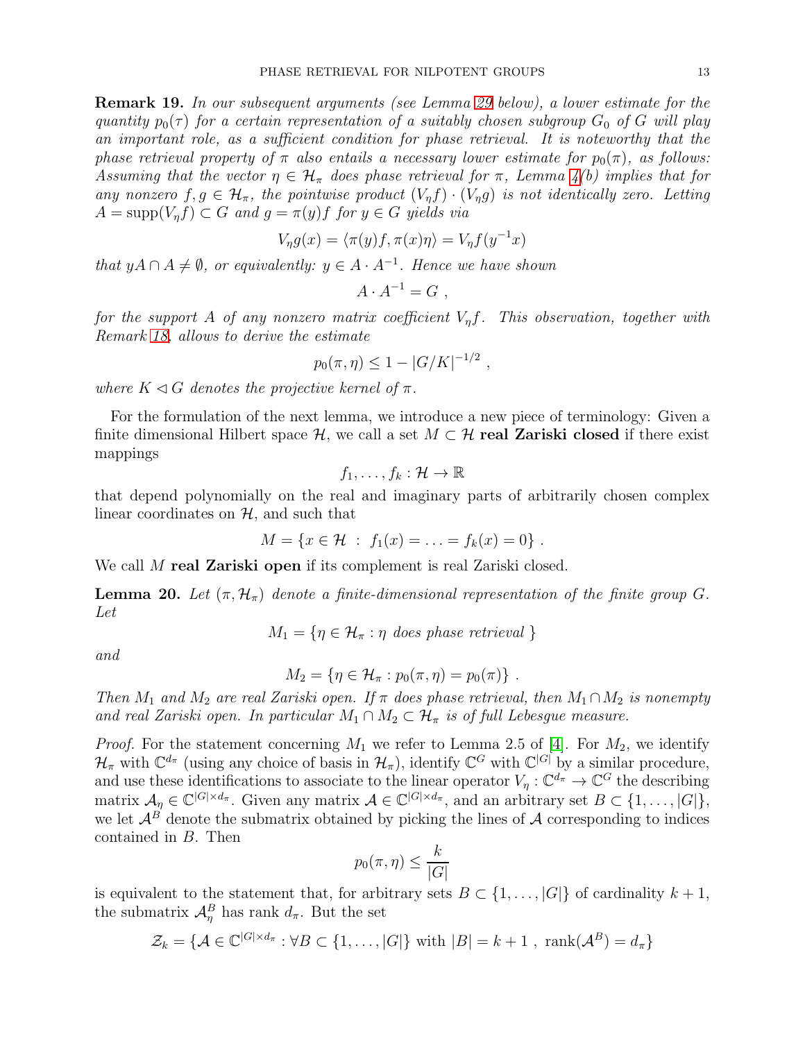**Remark 19.** *In our subsequent arguments (see Lemma 29 below), a lower estimate for the quantity $p_0(\tau)$ for a certain representation of a suitably chosen subgroup $G_0$ of $G$ will play an important role, as a sufficient condition for phase retrieval. It is noteworthy that the phase retrieval property of $\pi$ also entails a necessary lower estimate for $p_0(\pi)$, as follows: Assuming that the vector $\eta \in \mathcal{H}_\pi$ does phase retrieval for $\pi$, Lemma 4(b) implies that for any nonzero $f, g \in \mathcal{H}_\pi$, the pointwise product $(V_\eta f) \cdot (V_\eta g)$ is not identically zero. Letting $A = \mathrm{supp}(V_\eta f) \subset G$ and $g = \pi(y) f$ for $y \in G$ yields via*

$$V_\eta g(x) = \langle \pi(y) f, \pi(x)\eta \rangle = V_\eta f(y^{-1}x)$$

*that $yA \cap A \neq \emptyset$, or equivalently: $y \in A \cdot A^{-1}$. Hence we have shown*

$$A \cdot A^{-1} = G \ ,$$

*for the support $A$ of any nonzero matrix coefficient $V_\eta f$. This observation, together with Remark 18, allows to derive the estimate*

$$p_0(\pi, \eta) \leq 1 - |G/K|^{-1/2} \ ,$$

*where $K \lhd G$ denotes the projective kernel of $\pi$.*

For the formulation of the next lemma, we introduce a new piece of terminology: Given a finite dimensional Hilbert space $\mathcal{H}$, we call a set $M \subset \mathcal{H}$ **real Zariski closed** if there exist mappings

$$f_1, \ldots, f_k : \mathcal{H} \to \mathbb{R}$$

that depend polynomially on the real and imaginary parts of arbitrarily chosen complex linear coordinates on $\mathcal{H}$, and such that

$$M = \{x \in \mathcal{H} \ : \ f_1(x) = \ldots = f_k(x) = 0\} \ .$$

We call $M$ **real Zariski open** if its complement is real Zariski closed.

**Lemma 20.** *Let $(\pi, \mathcal{H}_\pi)$ denote a finite-dimensional representation of the finite group $G$. Let*

$$M_1 = \{\eta \in \mathcal{H}_\pi : \eta \text{ does phase retrieval } \}$$

*and*

$$M_2 = \{\eta \in \mathcal{H}_\pi : p_0(\pi, \eta) = p_0(\pi)\} \ .$$

*Then $M_1$ and $M_2$ are real Zariski open. If $\pi$ does phase retrieval, then $M_1 \cap M_2$ is nonempty and real Zariski open. In particular $M_1 \cap M_2 \subset \mathcal{H}_\pi$ is of full Lebesgue measure.*

*Proof.* For the statement concerning $M_1$ we refer to Lemma 2.5 of [4]. For $M_2$, we identify $\mathcal{H}_\pi$ with $\mathbb{C}^{d_\pi}$ (using any choice of basis in $\mathcal{H}_\pi$), identify $\mathbb{C}^G$ with $\mathbb{C}^{|G|}$ by a similar procedure, and use these identifications to associate to the linear operator $V_\eta : \mathbb{C}^{d_\pi} \to \mathbb{C}^G$ the describing matrix $\mathcal{A}_\eta \in \mathbb{C}^{|G| \times d_\pi}$. Given any matrix $\mathcal{A} \in \mathbb{C}^{|G| \times d_\pi}$, and an arbitrary set $B \subset \{1, \ldots, |G|\}$, we let $\mathcal{A}^B$ denote the submatrix obtained by picking the lines of $\mathcal{A}$ corresponding to indices contained in $B$. Then

$$p_0(\pi, \eta) \leq \frac{k}{|G|}$$

is equivalent to the statement that, for arbitrary sets $B \subset \{1, \ldots, |G|\}$ of cardinality $k+1$, the submatrix $\mathcal{A}_\eta^B$ has rank $d_\pi$. But the set

$$\mathcal{Z}_k = \{\mathcal{A} \in \mathbb{C}^{|G| \times d_\pi} : \forall B \subset \{1, \ldots, |G|\} \text{ with } |B| = k+1 \ , \ \mathrm{rank}(\mathcal{A}^B) = d_\pi\}$$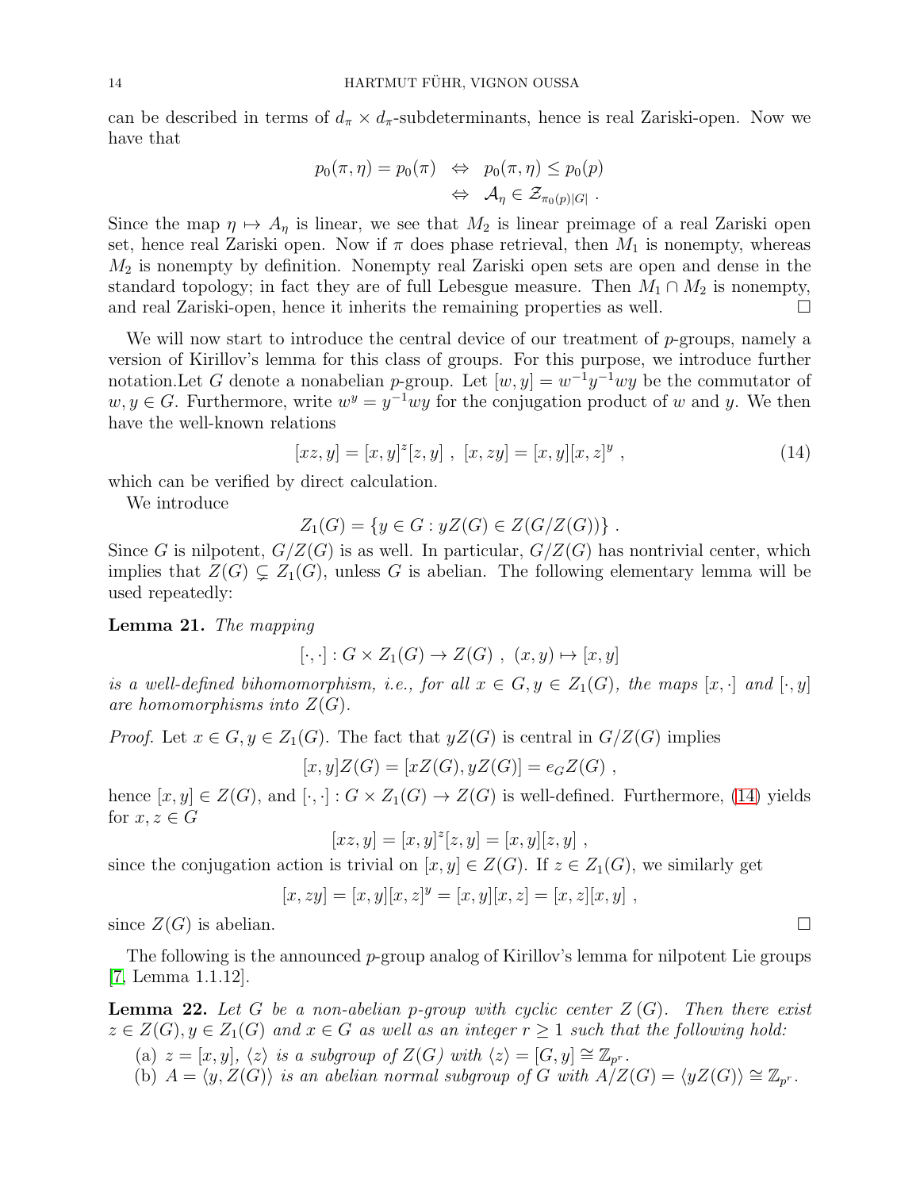can be described in terms of $d_\pi \times d_\pi$-subdeterminants, hence is real Zariski-open. Now we have that

$$p_0(\pi,\eta) = p_0(\pi) \quad \Leftrightarrow \quad p_0(\pi,\eta) \le p_0(p)$$
$$\Leftrightarrow \quad \mathcal{A}_\eta \in \mathcal{Z}_{\pi_0(p)|G|} \ .$$

Since the map $\eta \mapsto A_\eta$ is linear, we see that $M_2$ is linear preimage of a real Zariski open set, hence real Zariski open. Now if $\pi$ does phase retrieval, then $M_1$ is nonempty, whereas $M_2$ is nonempty by definition. Nonempty real Zariski open sets are open and dense in the standard topology; in fact they are of full Lebesgue measure. Then $M_1 \cap M_2$ is nonempty, and real Zariski-open, hence it inherits the remaining properties as well. □

We will now start to introduce the central device of our treatment of $p$-groups, namely a version of Kirillov's lemma for this class of groups. For this purpose, we introduce further notation.Let $G$ denote a nonabelian $p$-group. Let $[w,y] = w^{-1}y^{-1}wy$ be the commutator of $w, y \in G$. Furthermore, write $w^y = y^{-1}wy$ for the conjugation product of $w$ and $y$. We then have the well-known relations

$$[xz,y] = [x,y]^z[z,y] \ , \ [x,zy] = [x,y][x,z]^y \ , \tag{14}$$

which can be verified by direct calculation.

We introduce

$$Z_1(G) = \{y \in G : yZ(G) \in Z(G/Z(G))\} \ .$$

Since $G$ is nilpotent, $G/Z(G)$ is as well. In particular, $G/Z(G)$ has nontrivial center, which implies that $Z(G) \subsetneq Z_1(G)$, unless $G$ is abelian. The following elementary lemma will be used repeatedly:

**Lemma 21.** *The mapping*

$$[\cdot,\cdot] : G \times Z_1(G) \to Z(G) \ , \ (x,y) \mapsto [x,y]$$

*is a well-defined bihomomorphism, i.e., for all $x \in G, y \in Z_1(G)$, the maps $[x,\cdot]$ and $[\cdot,y]$ are homomorphisms into $Z(G)$.*

*Proof.* Let $x \in G, y \in Z_1(G)$. The fact that $yZ(G)$ is central in $G/Z(G)$ implies

$$[x,y]Z(G) = [xZ(G), yZ(G)] = e_G Z(G) \ ,$$

hence $[x,y] \in Z(G)$, and $[\cdot,\cdot] : G \times Z_1(G) \to Z(G)$ is well-defined. Furthermore, (14) yields for $x, z \in G$

$$[xz,y] = [x,y]^z[z,y] = [x,y][z,y] \ ,$$

since the conjugation action is trivial on $[x,y] \in Z(G)$. If $z \in Z_1(G)$, we similarly get

$$[x,zy] = [x,y][x,z]^y = [x,y][x,z] = [x,z][x,y] \ ,$$

since $Z(G)$ is abelian. □

The following is the announced $p$-group analog of Kirillov's lemma for nilpotent Lie groups [7, Lemma 1.1.12].

**Lemma 22.** *Let $G$ be a non-abelian $p$-group with cyclic center $Z(G)$. Then there exist $z \in Z(G), y \in Z_1(G)$ and $x \in G$ as well as an integer $r \ge 1$ such that the following hold:*

(a) *$z = [x,y]$, $\langle z \rangle$ is a subgroup of $Z(G)$ with $\langle z \rangle = [G,y] \cong \mathbb{Z}_{p^r}$.*
(b) *$A = \langle y, Z(G) \rangle$ is an abelian normal subgroup of $G$ with $A/Z(G) = \langle yZ(G) \rangle \cong \mathbb{Z}_{p^r}$.*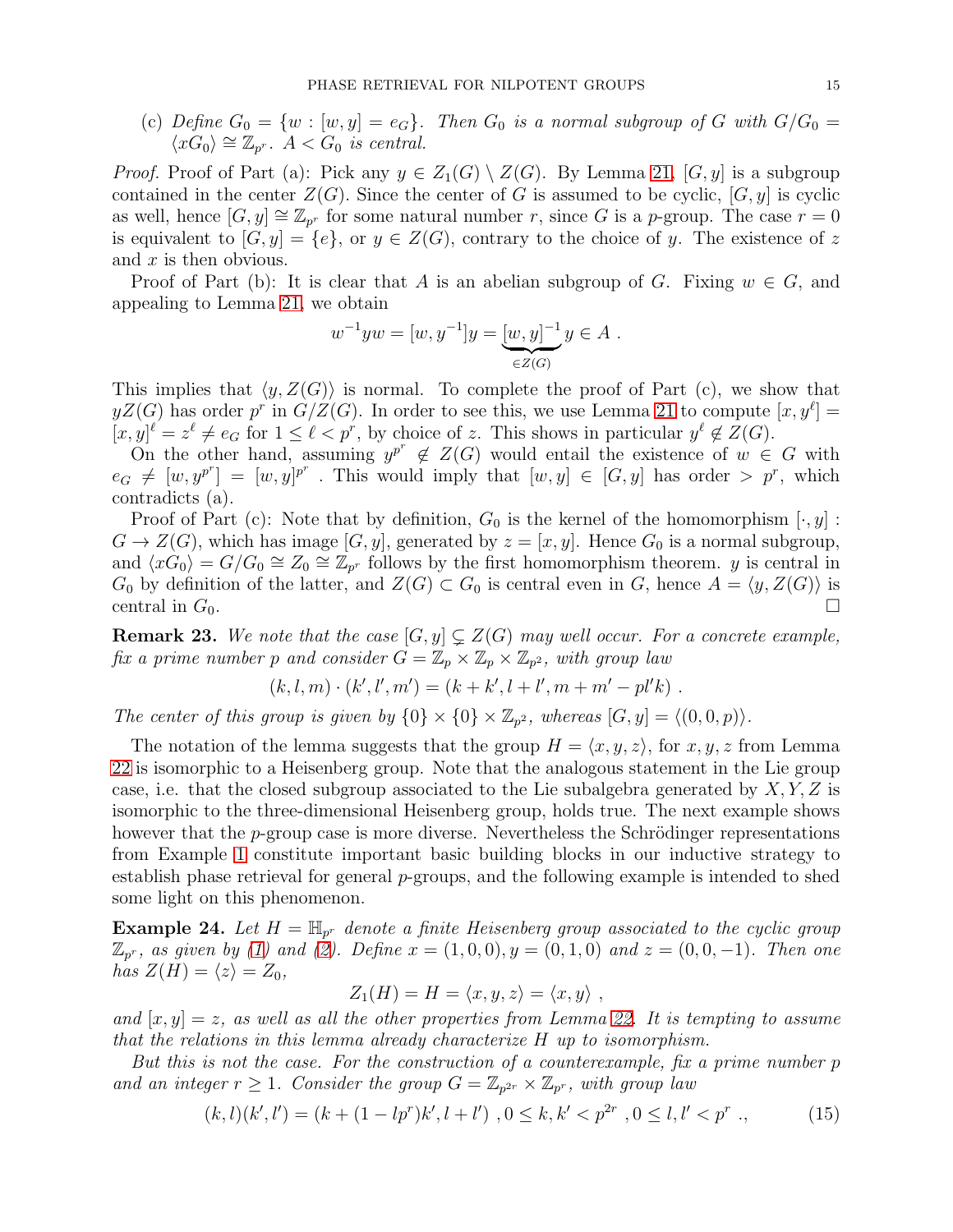(c) *Define $G_0 = \{w : [w,y] = e_G\}$. Then $G_0$ is a normal subgroup of $G$ with $G/G_0 = \langle xG_0 \rangle \cong \mathbb{Z}_{p^r}$. $A < G_0$ is central.*

*Proof.* Proof of Part (a): Pick any $y \in Z_1(G) \setminus Z(G)$. By Lemma 21, $[G,y]$ is a subgroup contained in the center $Z(G)$. Since the center of $G$ is assumed to be cyclic, $[G,y]$ is cyclic as well, hence $[G,y] \cong \mathbb{Z}_{p^r}$ for some natural number $r$, since $G$ is a $p$-group. The case $r = 0$ is equivalent to $[G,y] = \{e\}$, or $y \in Z(G)$, contrary to the choice of $y$. The existence of $z$ and $x$ is then obvious.

Proof of Part (b): It is clear that $A$ is an abelian subgroup of $G$. Fixing $w \in G$, and appealing to Lemma 21, we obtain

$$w^{-1}yw = [w, y^{-1}]y = \underbrace{[w,y]^{-1}}_{\in Z(G)} y \in A \ .$$

This implies that $\langle y, Z(G) \rangle$ is normal. To complete the proof of Part (c), we show that $yZ(G)$ has order $p^r$ in $G/Z(G)$. In order to see this, we use Lemma 21 to compute $[x, y^\ell] = [x,y]^\ell = z^\ell \neq e_G$ for $1 \le \ell < p^r$, by choice of $z$. This shows in particular $y^\ell \notin Z(G)$.

On the other hand, assuming $y^{p^r} \notin Z(G)$ would entail the existence of $w \in G$ with $e_G \neq [w, y^{p^r}] = [w,y]^{p^r}$. This would imply that $[w,y] \in [G,y]$ has order $> p^r$, which contradicts (a).

Proof of Part (c): Note that by definition, $G_0$ is the kernel of the homomorphism $[\cdot, y] : G \to Z(G)$, which has image $[G,y]$, generated by $z = [x,y]$. Hence $G_0$ is a normal subgroup, and $\langle xG_0 \rangle = G/G_0 \cong Z_0 \cong \mathbb{Z}_{p^r}$ follows by the first homomorphism theorem. $y$ is central in $G_0$ by definition of the latter, and $Z(G) \subset G_0$ is central even in $G$, hence $A = \langle y, Z(G) \rangle$ is central in $G_0$. □

**Remark 23.** *We note that the case $[G,y] \subsetneq Z(G)$ may well occur. For a concrete example, fix a prime number $p$ and consider $G = \mathbb{Z}_p \times \mathbb{Z}_p \times \mathbb{Z}_{p^2}$, with group law*

$$(k,l,m) \cdot (k',l',m') = (k+k', l+l', m+m' - pl'k) \ .$$

*The center of this group is given by $\{0\} \times \{0\} \times \mathbb{Z}_{p^2}$, whereas $[G,y] = \langle (0,0,p) \rangle$.*

The notation of the lemma suggests that the group $H = \langle x,y,z \rangle$, for $x,y,z$ from Lemma 22 is isomorphic to a Heisenberg group. Note that the analogous statement in the Lie group case, i.e. that the closed subgroup associated to the Lie subalgebra generated by $X, Y, Z$ is isomorphic to the three-dimensional Heisenberg group, holds true. The next example shows however that the $p$-group case is more diverse. Nevertheless the Schrödinger representations from Example 1 constitute important basic building blocks in our inductive strategy to establish phase retrieval for general $p$-groups, and the following example is intended to shed some light on this phenomenon.

**Example 24.** *Let $H = \mathbb{H}_{p^r}$ denote a finite Heisenberg group associated to the cyclic group $\mathbb{Z}_{p^r}$, as given by (1) and (2). Define $x = (1,0,0), y = (0,1,0)$ and $z = (0,0,-1)$. Then one has $Z(H) = \langle z \rangle = Z_0$,*

$$Z_1(H) = H = \langle x,y,z \rangle = \langle x,y \rangle \ ,$$

*and $[x,y] = z$, as well as all the other properties from Lemma 22. It is tempting to assume that the relations in this lemma already characterize $H$ up to isomorphism.*

*But this is not the case. For the construction of a counterexample, fix a prime number $p$ and an integer $r \ge 1$. Consider the group $G = \mathbb{Z}_{p^{2r}} \times \mathbb{Z}_{p^r}$, with group law*

$$(k,l)(k',l') = (k + (1 - lp^r)k', l + l') \ , 0 \le k,k' < p^{2r} \ , 0 \le l,l' < p^r \ ., \tag{15}$$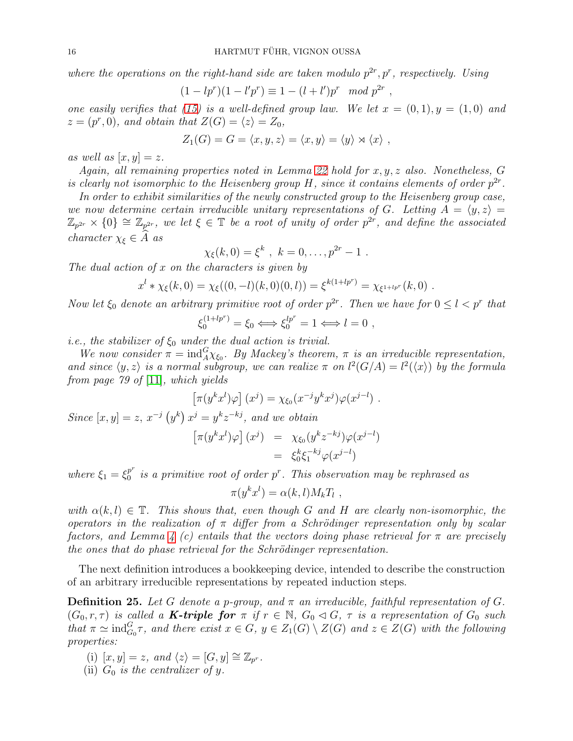*where the operations on the right-hand side are taken modulo $p^{2r}, p^r$, respectively. Using*

$$(1 - lp^r)(1 - l'p^r) \equiv 1 - (l + l')p^r \mod p^{2r} ,$$

*one easily verifies that (15) is a well-defined group law. We let $x = (0, 1), y = (1, 0)$ and $z = (p^r, 0)$, and obtain that $Z(G) = \langle z \rangle = Z_0$,*

$$Z_1(G) = G = \langle x, y, z \rangle = \langle x, y \rangle = \langle y \rangle \rtimes \langle x \rangle ,$$

*as well as $[x, y] = z$.*

*Again, all remaining properties noted in Lemma 22 hold for $x, y, z$ also. Nonetheless, $G$ is clearly not isomorphic to the Heisenberg group $H$, since it contains elements of order $p^{2r}$.*

*In order to exhibit similarities of the newly constructed group to the Heisenberg group case, we now determine certain irreducible unitary representations of $G$. Letting $A = \langle y, z \rangle = \mathbb{Z}_{p^{2r}} \times \{0\} \cong \mathbb{Z}_{p^{2r}}$, we let $\xi \in \mathbb{T}$ be a root of unity of order $p^{2r}$, and define the associated character $\chi_\xi \in \widehat{A}$ as*

$$\chi_\xi(k, 0) = \xi^k \ , \ k = 0, \ldots, p^{2r} - 1 \ .$$

*The dual action of $x$ on the characters is given by*

$$x^l * \chi_\xi(k, 0) = \chi_\xi((0, -l)(k, 0)(0, l)) = \xi^{k(1+lp^r)} = \chi_{\xi^{1+lp^r}}(k, 0) \ .$$

*Now let $\xi_0$ denote an arbitrary primitive root of order $p^{2r}$. Then we have for $0 \le l < p^r$ that*

$$\xi_0^{(1+lp^r)} = \xi_0 \Longleftrightarrow \xi_0^{lp^r} = 1 \Longleftrightarrow l = 0 \ ,$$

*i.e., the stabilizer of $\xi_0$ under the dual action is trivial.*

*We now consider $\pi = \mathrm{ind}_A^G \chi_{\xi_0}$. By Mackey's theorem, $\pi$ is an irreducible representation, and since $\langle y, z \rangle$ is a normal subgroup, we can realize $\pi$ on $l^2(G/A) = l^2(\langle x \rangle)$ by the formula from page 79 of [11], which yields*

$$\left[\pi(y^k x^l)\varphi\right](x^j) = \chi_{\xi_0}(x^{-j} y^k x^j)\varphi(x^{j-l}) \ .$$

*Since $[x, y] = z$, $x^{-j}\left(y^k\right)x^j = y^k z^{-kj}$, and we obtain*

$$\begin{aligned}\left[\pi(y^k x^l)\varphi\right](x^j) &= \chi_{\xi_0}(y^k z^{-kj})\varphi(x^{j-l}) \\ &= \xi_0^k \xi_1^{-kj} \varphi(x^{j-l})\end{aligned}$$

*where $\xi_1 = \xi_0^{p^r}$ is a primitive root of order $p^r$. This observation may be rephrased as*

$$\pi(y^k x^l) = \alpha(k, l) M_k T_l \ ,$$

*with $\alpha(k, l) \in \mathbb{T}$. This shows that, even though $G$ and $H$ are clearly non-isomorphic, the operators in the realization of $\pi$ differ from a Schrödinger representation only by scalar factors, and Lemma 4 (c) entails that the vectors doing phase retrieval for $\pi$ are precisely the ones that do phase retrieval for the Schrödinger representation.*

The next definition introduces a bookkeeping device, intended to describe the construction of an arbitrary irreducible representations by repeated induction steps.

**Definition 25.** *Let $G$ denote a $p$-group, and $\pi$ an irreducible, faithful representation of $G$. $(G_0, r, \tau)$ is called a **K-triple for** $\pi$ if $r \in \mathbb{N}$, $G_0 \lhd G$, $\tau$ is a representation of $G_0$ such that $\pi \simeq \mathrm{ind}_{G_0}^G \tau$, and there exist $x \in G$, $y \in Z_1(G) \setminus Z(G)$ and $z \in Z(G)$ with the following properties:*

(i) *$[x, y] = z$, and $\langle z \rangle = [G, y] \cong \mathbb{Z}_{p^r}$.*
(ii) *$G_0$ is the centralizer of $y$.*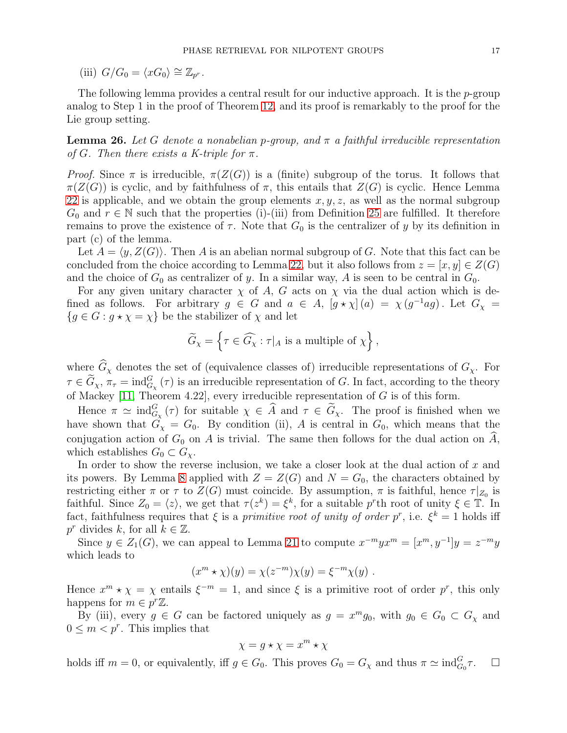(iii) $G/G_0 = \langle xG_0 \rangle \cong \mathbb{Z}_{p^r}$.

The following lemma provides a central result for our inductive approach. It is the $p$-group analog to Step 1 in the proof of Theorem 12, and its proof is remarkably to the proof for the Lie group setting.

**Lemma 26.** *Let $G$ denote a nonabelian $p$-group, and $\pi$ a faithful irreducible representation of $G$. Then there exists a K-triple for $\pi$.*

*Proof.* Since $\pi$ is irreducible, $\pi(Z(G))$ is a (finite) subgroup of the torus. It follows that $\pi(Z(G))$ is cyclic, and by faithfulness of $\pi$, this entails that $Z(G)$ is cyclic. Hence Lemma 22 is applicable, and we obtain the group elements $x, y, z$, as well as the normal subgroup $G_0$ and $r \in \mathbb{N}$ such that the properties (i)-(iii) from Definition 25 are fulfilled. It therefore remains to prove the existence of $\tau$. Note that $G_0$ is the centralizer of $y$ by its definition in part (c) of the lemma.

Let $A = \langle y, Z(G) \rangle$. Then $A$ is an abelian normal subgroup of $G$. Note that this fact can be concluded from the choice according to Lemma 22, but it also follows from $z = [x, y] \in Z(G)$ and the choice of $G_0$ as centralizer of $y$. In a similar way, $A$ is seen to be central in $G_0$.

For any given unitary character $\chi$ of $A$, $G$ acts on $\chi$ via the dual action which is defined as follows. For arbitrary $g \in G$ and $a \in A$, $[g \star \chi](a) = \chi(g^{-1}ag)$. Let $G_\chi = \{g \in G : g \star \chi = \chi\}$ be the stabilizer of $\chi$ and let

$$\widetilde{G}_\chi = \left\{ \tau \in \widehat{G_\chi} : \tau|_A \text{ is a multiple of } \chi \right\},$$

where $\widehat{G}_\chi$ denotes the set of (equivalence classes of) irreducible representations of $G_\chi$. For $\tau \in \widetilde{G}_\chi$, $\pi_\tau = \mathrm{ind}_{G_\chi}^G(\tau)$ is an irreducible representation of $G$. In fact, according to the theory of Mackey [11, Theorem 4.22], every irreducible representation of $G$ is of this form.

Hence $\pi \simeq \mathrm{ind}_{G_\chi}^G(\tau)$ for suitable $\chi \in \widehat{A}$ and $\tau \in \widetilde{G}_\chi$. The proof is finished when we have shown that $G_\chi = G_0$. By condition (ii), $A$ is central in $G_0$, which means that the conjugation action of $G_0$ on $A$ is trivial. The same then follows for the dual action on $\widehat{A}$, which establishes $G_0 \subset G_\chi$.

In order to show the reverse inclusion, we take a closer look at the dual action of $x$ and its powers. By Lemma 8 applied with $Z = Z(G)$ and $N = G_0$, the characters obtained by restricting either $\pi$ or $\tau$ to $Z(G)$ must coincide. By assumption, $\pi$ is faithful, hence $\tau|_{Z_0}$ is faithful. Since $Z_0 = \langle z \rangle$, we get that $\tau(z^k) = \xi^k$, for a suitable $p^r$th root of unity $\xi \in \mathbb{T}$. In fact, faithfulness requires that $\xi$ is a *primitive root of unity of order* $p^r$, i.e. $\xi^k = 1$ holds iff $p^r$ divides $k$, for all $k \in \mathbb{Z}$.

Since $y \in Z_1(G)$, we can appeal to Lemma 21 to compute $x^{-m}yx^m = [x^m, y^{-1}]y = z^{-m}y$ which leads to

$$(x^m \star \chi)(y) = \chi(z^{-m})\chi(y) = \xi^{-m}\chi(y) \ .$$

Hence $x^m \star \chi = \chi$ entails $\xi^{-m} = 1$, and since $\xi$ is a primitive root of order $p^r$, this only happens for $m \in p^r\mathbb{Z}$.

By (iii), every $g \in G$ can be factored uniquely as $g = x^m g_0$, with $g_0 \in G_0 \subset G_\chi$ and $0 \le m < p^r$. This implies that

$$\chi = g \star \chi = x^m \star \chi$$

holds iff $m = 0$, or equivalently, iff $g \in G_0$. This proves $G_0 = G_\chi$ and thus $\pi \simeq \mathrm{ind}_{G_0}^G \tau$. $\square$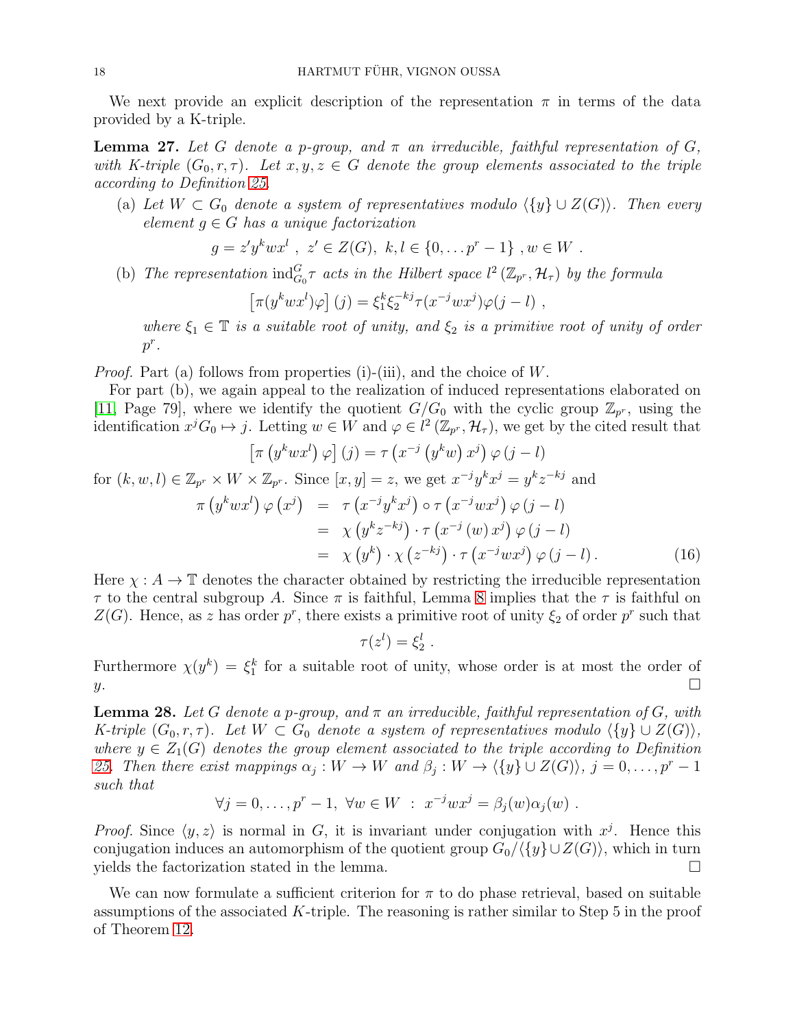We next provide an explicit description of the representation $\pi$ in terms of the data provided by a K-triple.

**Lemma 27.** *Let $G$ denote a $p$-group, and $\pi$ an irreducible, faithful representation of $G$, with K-triple $(G_0, r, \tau)$. Let $x, y, z \in G$ denote the group elements associated to the triple according to Definition 25.*

(a) *Let $W \subset G_0$ denote a system of representatives modulo $\langle \{y\} \cup Z(G) \rangle$. Then every element $g \in G$ has a unique factorization*

$$g = z' y^k w x^l \ , \ z' \in Z(G), \ k, l \in \{0, \dots p^r - 1\} \ , w \in W \ .$$

(b) *The representation $\mathrm{ind}_{G_0}^G \tau$ acts in the Hilbert space $l^2(\mathbb{Z}_{p^r}, \mathcal{H}_\tau)$ by the formula*

$$\left[\pi(y^k w x^l)\varphi\right](j) = \xi_1^k \xi_2^{-kj} \tau(x^{-j} w x^j) \varphi(j - l) \ ,$$

*where $\xi_1 \in \mathbb{T}$ is a suitable root of unity, and $\xi_2$ is a primitive root of unity of order $p^r$.*

*Proof.* Part (a) follows from properties (i)-(iii), and the choice of $W$.

For part (b), we again appeal to the realization of induced representations elaborated on [11, Page 79], where we identify the quotient $G/G_0$ with the cyclic group $\mathbb{Z}_{p^r}$, using the identification $x^j G_0 \mapsto j$. Letting $w \in W$ and $\varphi \in l^2(\mathbb{Z}_{p^r}, \mathcal{H}_\tau)$, we get by the cited result that

$$\left[\pi\left(y^k w x^l\right) \varphi\right](j) = \tau\left(x^{-j}\left(y^k w\right) x^j\right) \varphi\left(j - l\right)$$

for $(k, w, l) \in \mathbb{Z}_{p^r} \times W \times \mathbb{Z}_{p^r}$. Since $[x, y] = z$, we get $x^{-j} y^k x^j = y^k z^{-kj}$ and

$$\begin{aligned}
\pi\left(y^k w x^l\right) \varphi\left(x^j\right) &= \tau\left(x^{-j} y^k x^j\right) \circ \tau\left(x^{-j} w x^j\right) \varphi\left(j - l\right) \\
&= \chi\left(y^k z^{-kj}\right) \cdot \tau\left(x^{-j}\left(w\right) x^j\right) \varphi\left(j - l\right) \\
&= \chi\left(y^k\right) \cdot \chi\left(z^{-kj}\right) \cdot \tau\left(x^{-j} w x^j\right) \varphi\left(j - l\right). \qquad (16)
\end{aligned}$$

Here $\chi : A \to \mathbb{T}$ denotes the character obtained by restricting the irreducible representation $\tau$ to the central subgroup $A$. Since $\pi$ is faithful, Lemma 8 implies that the $\tau$ is faithful on $Z(G)$. Hence, as $z$ has order $p^r$, there exists a primitive root of unity $\xi_2$ of order $p^r$ such that

$$\tau(z^l) = \xi_2^l \ .$$

Furthermore $\chi(y^k) = \xi_1^k$ for a suitable root of unity, whose order is at most the order of $y$. $\square$

**Lemma 28.** *Let $G$ denote a $p$-group, and $\pi$ an irreducible, faithful representation of $G$, with K-triple $(G_0, r, \tau)$. Let $W \subset G_0$ denote a system of representatives modulo $\langle \{y\} \cup Z(G) \rangle$, where $y \in Z_1(G)$ denotes the group element associated to the triple according to Definition 25. Then there exist mappings $\alpha_j : W \to W$ and $\beta_j : W \to \langle \{y\} \cup Z(G) \rangle$, $j = 0, \dots, p^r - 1$ such that*

$$\forall j = 0, \dots, p^r - 1, \ \forall w \in W \ : \ x^{-j} w x^j = \beta_j(w) \alpha_j(w) \ .$$

*Proof.* Since $\langle y, z \rangle$ is normal in $G$, it is invariant under conjugation with $x^j$. Hence this conjugation induces an automorphism of the quotient group $G_0 / \langle \{y\} \cup Z(G) \rangle$, which in turn yields the factorization stated in the lemma. $\square$

We can now formulate a sufficient criterion for $\pi$ to do phase retrieval, based on suitable assumptions of the associated $K$-triple. The reasoning is rather similar to Step 5 in the proof of Theorem 12.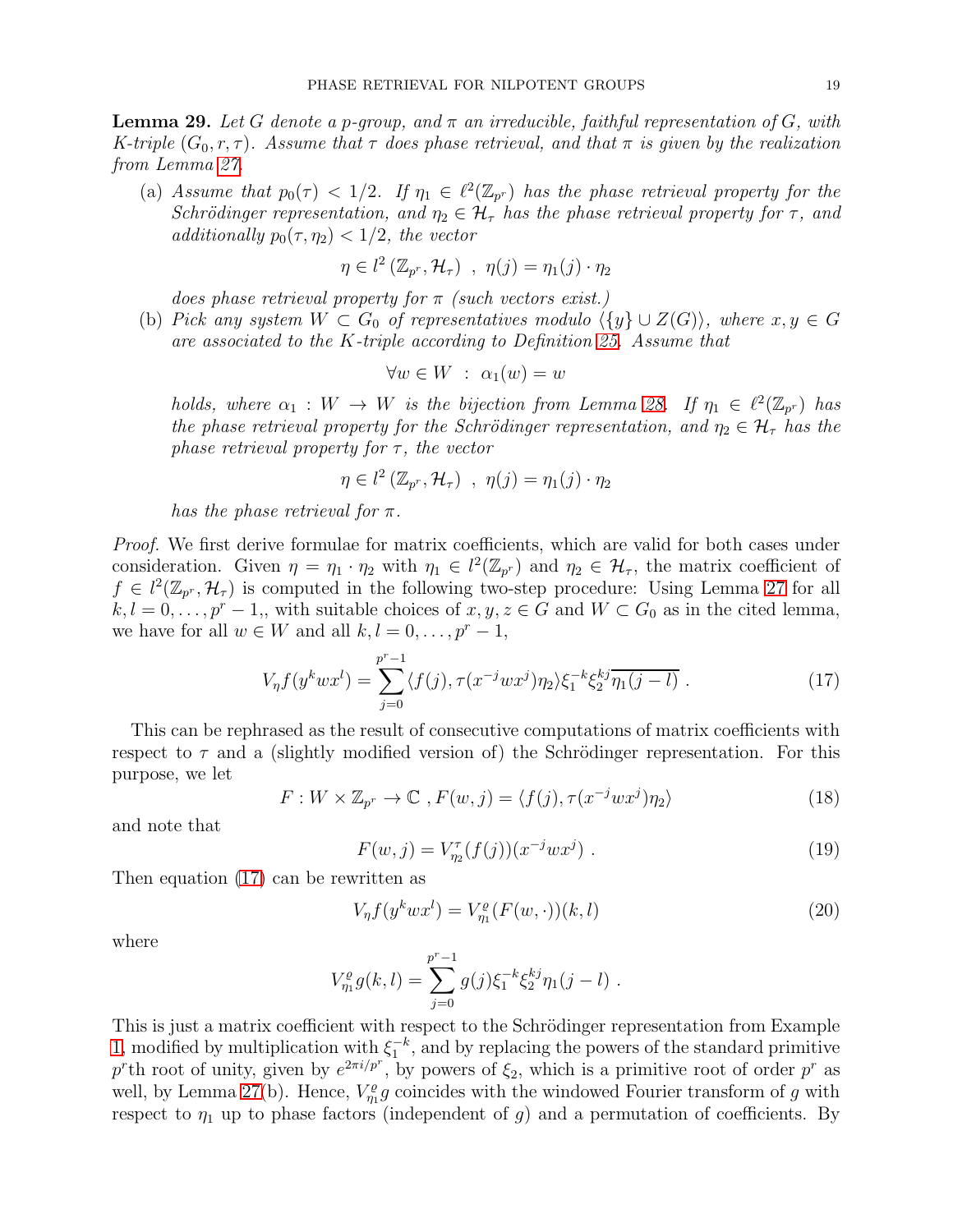**Lemma 29.** *Let $G$ denote a $p$-group, and $\pi$ an irreducible, faithful representation of $G$, with $K$-triple $(G_0, r, \tau)$. Assume that $\tau$ does phase retrieval, and that $\pi$ is given by the realization from Lemma 27.*

(a) *Assume that $p_0(\tau) < 1/2$. If $\eta_1 \in \ell^2(\mathbb{Z}_{p^r})$ has the phase retrieval property for the Schrödinger representation, and $\eta_2 \in \mathcal{H}_\tau$ has the phase retrieval property for $\tau$, and additionally $p_0(\tau, \eta_2) < 1/2$, the vector*

$$\eta \in l^2\left(\mathbb{Z}_{p^r}, \mathcal{H}_\tau\right) \ , \ \eta(j) = \eta_1(j) \cdot \eta_2$$

*does phase retrieval property for $\pi$ (such vectors exist.)*

(b) *Pick any system $W \subset G_0$ of representatives modulo $\langle \{y\} \cup Z(G) \rangle$, where $x, y \in G$ are associated to the $K$-triple according to Definition 25. Assume that*

$$\forall w \in W \ : \ \alpha_1(w) = w$$

*holds, where $\alpha_1 : W \to W$ is the bijection from Lemma 28. If $\eta_1 \in \ell^2(\mathbb{Z}_{p^r})$ has the phase retrieval property for the Schrödinger representation, and $\eta_2 \in \mathcal{H}_\tau$ has the phase retrieval property for $\tau$, the vector*

$$\eta \in l^2\left(\mathbb{Z}_{p^r}, \mathcal{H}_\tau\right) \ , \ \eta(j) = \eta_1(j) \cdot \eta_2$$

*has the phase retrieval for $\pi$.*

*Proof.* We first derive formulae for matrix coefficients, which are valid for both cases under consideration. Given $\eta = \eta_1 \cdot \eta_2$ with $\eta_1 \in l^2(\mathbb{Z}_{p^r})$ and $\eta_2 \in \mathcal{H}_\tau$, the matrix coefficient of $f \in l^2(\mathbb{Z}_{p^r}, \mathcal{H}_\tau)$ is computed in the following two-step procedure: Using Lemma 27 for all $k, l = 0, \ldots, p^r - 1$,, with suitable choices of $x, y, z \in G$ and $W \subset G_0$ as in the cited lemma, we have for all $w \in W$ and all $k, l = 0, \ldots, p^r - 1$,

$$V_\eta f(y^k w x^l) = \sum_{j=0}^{p^r-1} \langle f(j), \tau(x^{-j} w x^j) \eta_2 \rangle \xi_1^{-k} \xi_2^{kj} \overline{\eta_1(j-l)} \ . \tag{17}$$

This can be rephrased as the result of consecutive computations of matrix coefficients with respect to $\tau$ and a (slightly modified version of) the Schrödinger representation. For this purpose, we let

$$F : W \times \mathbb{Z}_{p^r} \to \mathbb{C} \ , F(w, j) = \langle f(j), \tau(x^{-j} w x^j) \eta_2 \rangle \tag{18}$$

and note that

$$F(w, j) = V_{\eta_2}^\tau(f(j))(x^{-j} w x^j) \ . \tag{19}$$

Then equation (17) can be rewritten as

$$V_\eta f(y^k w x^l) = V_{\eta_1}^\varrho(F(w, \cdot))(k, l) \tag{20}$$

where

$$V_{\eta_1}^\varrho g(k, l) = \sum_{j=0}^{p^r-1} g(j) \xi_1^{-k} \xi_2^{kj} \eta_1(j - l) \ .$$

This is just a matrix coefficient with respect to the Schrödinger representation from Example 1, modified by multiplication with $\xi_1^{-k}$, and by replacing the powers of the standard primitive $p^r$th root of unity, given by $e^{2\pi i/p^r}$, by powers of $\xi_2$, which is a primitive root of order $p^r$ as well, by Lemma 27(b). Hence, $V_{\eta_1}^\varrho g$ coincides with the windowed Fourier transform of $g$ with respect to $\eta_1$ up to phase factors (independent of $g$) and a permutation of coefficients. By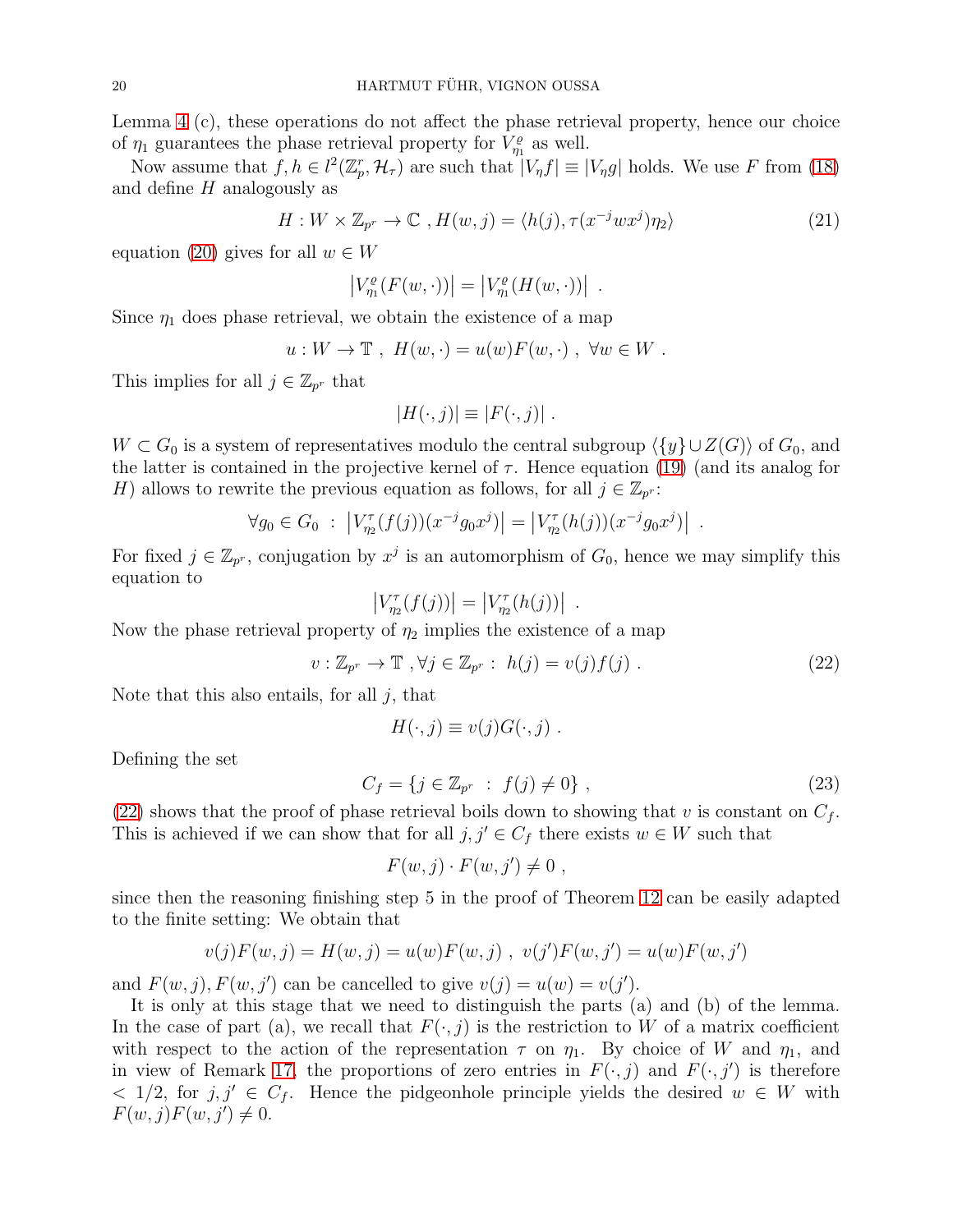Lemma 4 (c), these operations do not affect the phase retrieval property, hence our choice of $\eta_1$ guarantees the phase retrieval property for $V^{\varrho}_{\eta_1}$ as well.

Now assume that $f, h \in l^2(\mathbb{Z}_p^r, \mathcal{H}_\tau)$ are such that $|V_\eta f| \equiv |V_\eta g|$ holds. We use $F$ from (18) and define $H$ analogously as

$$H : W \times \mathbb{Z}_{p^r} \to \mathbb{C} \ , H(w,j) = \langle h(j), \tau(x^{-j} w x^j)\eta_2 \rangle \tag{21}$$

equation (20) gives for all $w \in W$

$$\left| V^{\varrho}_{\eta_1}(F(w,\cdot)) \right| = \left| V^{\varrho}_{\eta_1}(H(w,\cdot)) \right| \ .$$

Since $\eta_1$ does phase retrieval, we obtain the existence of a map

$$u : W \to \mathbb{T} \ , \ H(w,\cdot) = u(w) F(w,\cdot) \ , \ \forall w \in W \ .$$

This implies for all $j \in \mathbb{Z}_{p^r}$ that

$$|H(\cdot,j)| \equiv |F(\cdot,j)| \ .$$

$W \subset G_0$ is a system of representatives modulo the central subgroup $\langle \{y\} \cup Z(G) \rangle$ of $G_0$, and the latter is contained in the projective kernel of $\tau$. Hence equation (19) (and its analog for $H$) allows to rewrite the previous equation as follows, for all $j \in \mathbb{Z}_{p^r}$:

$$\forall g_0 \in G_0 \ : \ \left| V^{\tau}_{\eta_2}(f(j))(x^{-j} g_0 x^j) \right| = \left| V^{\tau}_{\eta_2}(h(j))(x^{-j} g_0 x^j) \right| \ .$$

For fixed $j \in \mathbb{Z}_{p^r}$, conjugation by $x^j$ is an automorphism of $G_0$, hence we may simplify this equation to

$$\left| V^{\tau}_{\eta_2}(f(j)) \right| = \left| V^{\tau}_{\eta_2}(h(j)) \right| \ .$$

Now the phase retrieval property of $\eta_2$ implies the existence of a map

$$v : \mathbb{Z}_{p^r} \to \mathbb{T} \ , \forall j \in \mathbb{Z}_{p^r} : \ h(j) = v(j) f(j) \ . \tag{22}$$

Note that this also entails, for all $j$, that

$$H(\cdot,j) \equiv v(j) G(\cdot,j) \ .$$

Defining the set

$$C_f = \{ j \in \mathbb{Z}_{p^r} \ : \ f(j) \neq 0 \} \ , \tag{23}$$

(22) shows that the proof of phase retrieval boils down to showing that $v$ is constant on $C_f$. This is achieved if we can show that for all $j, j' \in C_f$ there exists $w \in W$ such that

$$F(w,j) \cdot F(w,j') \neq 0 \ ,$$

since then the reasoning finishing step 5 in the proof of Theorem 12 can be easily adapted to the finite setting: We obtain that

$$v(j) F(w,j) = H(w,j) = u(w) F(w,j) \ , \ v(j') F(w,j') = u(w) F(w,j')$$

and $F(w,j), F(w,j')$ can be cancelled to give $v(j) = u(w) = v(j')$.

It is only at this stage that we need to distinguish the parts (a) and (b) of the lemma. In the case of part (a), we recall that $F(\cdot,j)$ is the restriction to $W$ of a matrix coefficient with respect to the action of the representation $\tau$ on $\eta_1$. By choice of $W$ and $\eta_1$, and in view of Remark 17, the proportions of zero entries in $F(\cdot,j)$ and $F(\cdot,j')$ is therefore $< 1/2$, for $j, j' \in C_f$. Hence the pidgeonhole principle yields the desired $w \in W$ with $F(w,j) F(w,j') \neq 0$.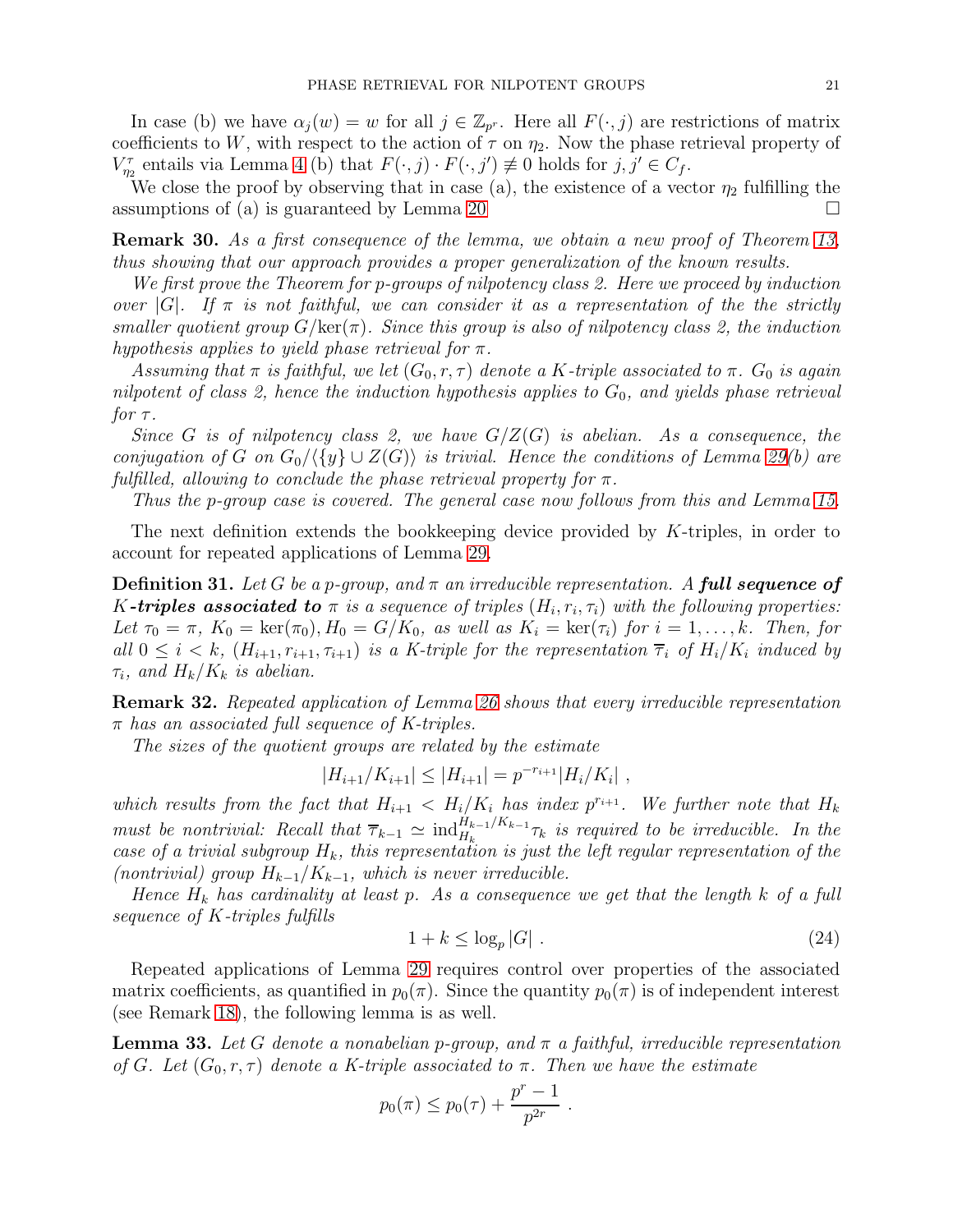In case (b) we have $\alpha_j(w) = w$ for all $j \in \mathbb{Z}_{p^r}$. Here all $F(\cdot, j)$ are restrictions of matrix coefficients to $W$, with respect to the action of $\tau$ on $\eta_2$. Now the phase retrieval property of $V^\tau_{\eta_2}$ entails via Lemma 4 (b) that $F(\cdot, j) \cdot F(\cdot, j') \not\equiv 0$ holds for $j, j' \in C_f$.

We close the proof by observing that in case (a), the existence of a vector $\eta_2$ fulfilling the assumptions of (a) is guaranteed by Lemma 20 $\square$

**Remark 30.** *As a first consequence of the lemma, we obtain a new proof of Theorem 13, thus showing that our approach provides a proper generalization of the known results.*

*We first prove the Theorem for p-groups of nilpotency class 2. Here we proceed by induction over $|G|$. If $\pi$ is not faithful, we can consider it as a representation of the the strictly smaller quotient group $G/\ker(\pi)$. Since this group is also of nilpotency class 2, the induction hypothesis applies to yield phase retrieval for $\pi$.*

*Assuming that $\pi$ is faithful, we let $(G_0, r, \tau)$ denote a K-triple associated to $\pi$. $G_0$ is again nilpotent of class 2, hence the induction hypothesis applies to $G_0$, and yields phase retrieval for $\tau$.*

*Since $G$ is of nilpotency class 2, we have $G/Z(G)$ is abelian. As a consequence, the conjugation of $G$ on $G_0/\langle \{y\} \cup Z(G) \rangle$ is trivial. Hence the conditions of Lemma 29(b) are fulfilled, allowing to conclude the phase retrieval property for $\pi$.*

*Thus the p-group case is covered. The general case now follows from this and Lemma 15.*

The next definition extends the bookkeeping device provided by $K$-triples, in order to account for repeated applications of Lemma 29.

**Definition 31.** *Let $G$ be a p-group, and $\pi$ an irreducible representation. A* ***full sequence of K-triples associated to*** *$\pi$ is a sequence of triples $(H_i, r_i, \tau_i)$ with the following properties: Let $\tau_0 = \pi$, $K_0 = \ker(\pi_0), H_0 = G/K_0$, as well as $K_i = \ker(\tau_i)$ for $i = 1, \ldots, k$. Then, for all $0 \le i < k$, $(H_{i+1}, r_{i+1}, \tau_{i+1})$ is a K-triple for the representation $\overline{\tau}_i$ of $H_i/K_i$ induced by $\tau_i$, and $H_k/K_k$ is abelian.*

**Remark 32.** *Repeated application of Lemma 26 shows that every irreducible representation $\pi$ has an associated full sequence of K-triples.*

*The sizes of the quotient groups are related by the estimate*

$$|H_{i+1}/K_{i+1}| \le |H_{i+1}| = p^{-r_{i+1}} |H_i/K_i| \ ,$$

*which results from the fact that $H_{i+1} < H_i/K_i$ has index $p^{r_{i+1}}$. We further note that $H_k$ must be nontrivial: Recall that $\overline{\tau}_{k-1} \simeq \mathrm{ind}_{H_k}^{H_{k-1}/K_{k-1}} \tau_k$ is required to be irreducible. In the case of a trivial subgroup $H_k$, this representation is just the left regular representation of the (nontrivial) group $H_{k-1}/K_{k-1}$, which is never irreducible.*

*Hence $H_k$ has cardinality at least $p$. As a consequence we get that the length $k$ of a full sequence of K-triples fulfills*

$$1 + k \le \log_p |G| \ . \tag{24}$$

Repeated applications of Lemma 29 requires control over properties of the associated matrix coefficients, as quantified in $p_0(\pi)$. Since the quantity $p_0(\pi)$ is of independent interest (see Remark 18), the following lemma is as well.

**Lemma 33.** *Let $G$ denote a nonabelian p-group, and $\pi$ a faithful, irreducible representation of $G$. Let $(G_0, r, \tau)$ denote a K-triple associated to $\pi$. Then we have the estimate*

$$p_0(\pi) \le p_0(\tau) + \frac{p^r - 1}{p^{2r}} \ .$$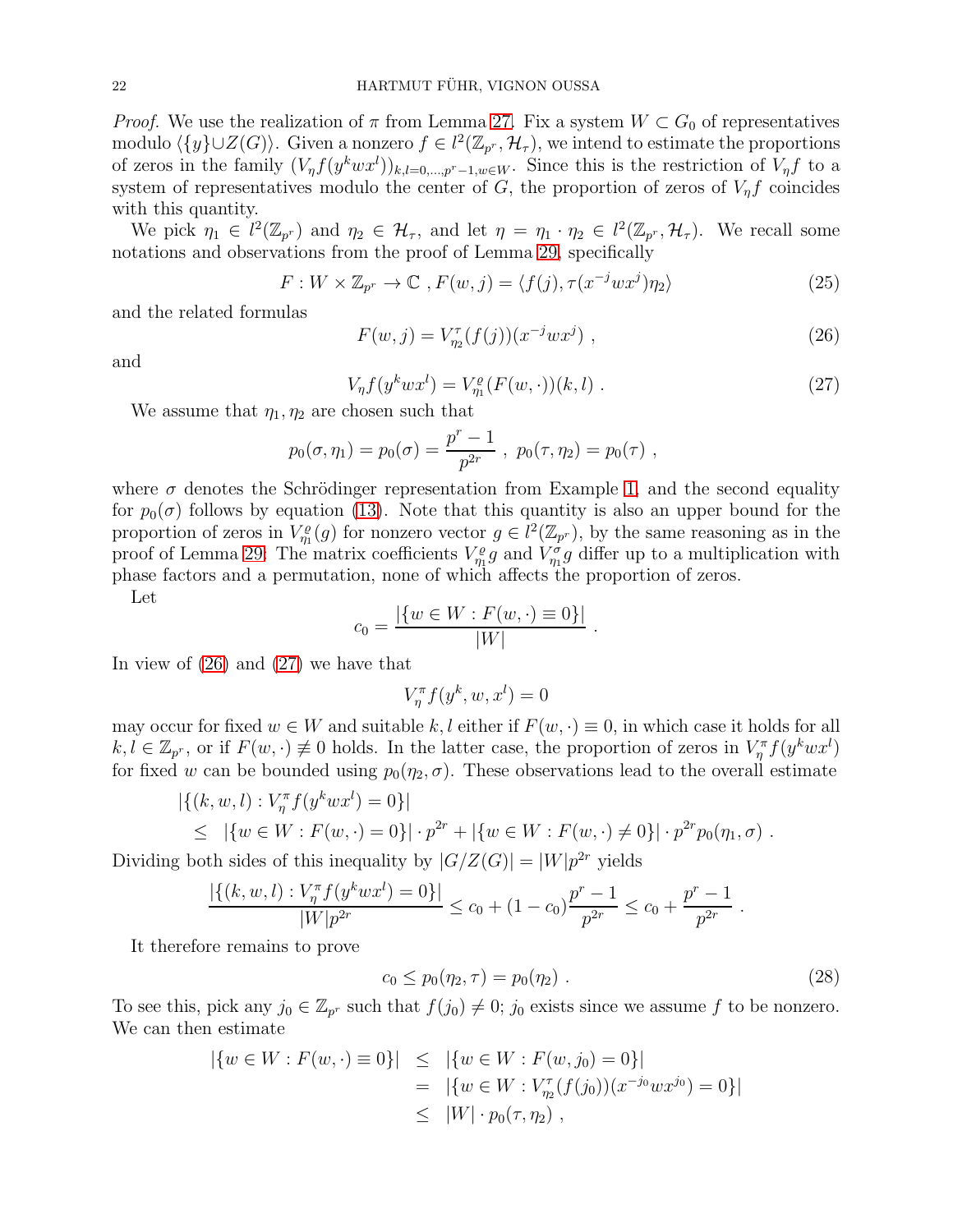*Proof.* We use the realization of $\pi$ from Lemma 27. Fix a system $W \subset G_0$ of representatives modulo $\langle \{y\} \cup Z(G) \rangle$. Given a nonzero $f \in l^2(\mathbb{Z}_{p^r}, \mathcal{H}_\tau)$, we intend to estimate the proportions of zeros in the family $(V_\eta f(y^k w x^l))_{k,l=0,\ldots,p^r-1, w \in W}$. Since this is the restriction of $V_\eta f$ to a system of representatives modulo the center of $G$, the proportion of zeros of $V_\eta f$ coincides with this quantity.

We pick $\eta_1 \in l^2(\mathbb{Z}_{p^r})$ and $\eta_2 \in \mathcal{H}_\tau$, and let $\eta = \eta_1 \cdot \eta_2 \in l^2(\mathbb{Z}_{p^r}, \mathcal{H}_\tau)$. We recall some notations and observations from the proof of Lemma 29, specifically

$$F : W \times \mathbb{Z}_{p^r} \to \mathbb{C} \ , F(w,j) = \langle f(j), \tau(x^{-j} w x^j) \eta_2 \rangle \tag{25}$$

and the related formulas

$$F(w,j) = V^\tau_{\eta_2}(f(j))(x^{-j} w x^j) \ , \tag{26}$$

and

$$V_\eta f(y^k w x^l) = V^\varrho_{\eta_1}(F(w,\cdot))(k,l) \ . \tag{27}$$

We assume that $\eta_1, \eta_2$ are chosen such that

$$p_0(\sigma, \eta_1) = p_0(\sigma) = \frac{p^r - 1}{p^{2r}} \ , \ p_0(\tau, \eta_2) = p_0(\tau) \ ,$$

where $\sigma$ denotes the Schrödinger representation from Example 1, and the second equality for $p_0(\sigma)$ follows by equation (13). Note that this quantity is also an upper bound for the proportion of zeros in $V^\varrho_{\eta_1}(g)$ for nonzero vector $g \in l^2(\mathbb{Z}_{p^r})$, by the same reasoning as in the proof of Lemma 29: The matrix coefficients $V^\varrho_{\eta_1} g$ and $V^\sigma_{\eta_1} g$ differ up to a multiplication with phase factors and a permutation, none of which affects the proportion of zeros.

Let

$$c_0 = \frac{|\{w \in W : F(w,\cdot) \equiv 0\}|}{|W|} \ .$$

In view of (26) and (27) we have that

$$V^\pi_\eta f(y^k, w, x^l) = 0$$

may occur for fixed $w \in W$ and suitable $k, l$ either if $F(w,\cdot) \equiv 0$, in which case it holds for all $k, l \in \mathbb{Z}_{p^r}$, or if $F(w,\cdot) \not\equiv 0$ holds. In the latter case, the proportion of zeros in $V^\pi_\eta f(y^k w x^l)$ for fixed $w$ can be bounded using $p_0(\eta_2, \sigma)$. These observations lead to the overall estimate

$$\begin{aligned}
&|\{(k,w,l) : V^\pi_\eta f(y^k w x^l) = 0\}| \\
&\leq \ |\{w \in W : F(w,\cdot) = 0\}| \cdot p^{2r} + |\{w \in W : F(w,\cdot) \neq 0\}| \cdot p^{2r} p_0(\eta_1, \sigma) \ .
\end{aligned}$$

Dividing both sides of this inequality by $|G/Z(G)| = |W| p^{2r}$ yields

$$\frac{|\{(k,w,l) : V^\pi_\eta f(y^k w x^l) = 0\}|}{|W| p^{2r}} \leq c_0 + (1 - c_0) \frac{p^r - 1}{p^{2r}} \leq c_0 + \frac{p^r - 1}{p^{2r}} \ .$$

It therefore remains to prove

$$c_0 \leq p_0(\eta_2, \tau) = p_0(\eta_2) \ . \tag{28}$$

To see this, pick any $j_0 \in \mathbb{Z}_{p^r}$ such that $f(j_0) \neq 0$; $j_0$ exists since we assume $f$ to be nonzero. We can then estimate

$$\begin{aligned}
|\{w \in W : F(w,\cdot) \equiv 0\}| &\leq |\{w \in W : F(w, j_0) = 0\}| \\
&= |\{w \in W : V^\tau_{\eta_2}(f(j_0))(x^{-j_0} w x^{j_0}) = 0\}| \\
&\leq |W| \cdot p_0(\tau, \eta_2) \ ,
\end{aligned}$$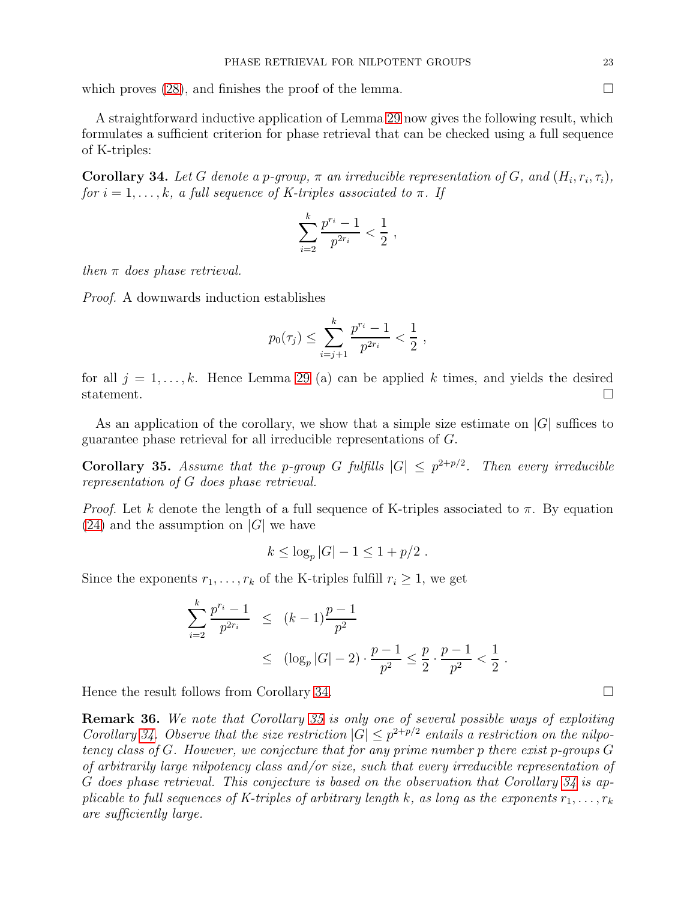which proves (28), and finishes the proof of the lemma. ∎

A straightforward inductive application of Lemma 29 now gives the following result, which formulates a sufficient criterion for phase retrieval that can be checked using a full sequence of K-triples:

**Corollary 34.** *Let $G$ denote a $p$-group, $\pi$ an irreducible representation of $G$, and $(H_i, r_i, \tau_i)$, for $i = 1, \ldots, k$, a full sequence of K-triples associated to $\pi$. If*

$$\sum_{i=2}^{k} \frac{p^{r_i} - 1}{p^{2r_i}} < \frac{1}{2} ,$$

*then $\pi$ does phase retrieval.*

*Proof.* A downwards induction establishes

$$p_0(\tau_j) \leq \sum_{i=j+1}^{k} \frac{p^{r_i} - 1}{p^{2r_i}} < \frac{1}{2} ,$$

for all $j = 1, \ldots, k$. Hence Lemma 29 (a) can be applied $k$ times, and yields the desired statement. ∎

As an application of the corollary, we show that a simple size estimate on $|G|$ suffices to guarantee phase retrieval for all irreducible representations of $G$.

**Corollary 35.** *Assume that the $p$-group $G$ fulfills $|G| \leq p^{2+p/2}$. Then every irreducible representation of $G$ does phase retrieval.*

*Proof.* Let $k$ denote the length of a full sequence of K-triples associated to $\pi$. By equation (24) and the assumption on $|G|$ we have

$$k \leq \log_p |G| - 1 \leq 1 + p/2 .$$

Since the exponents $r_1, \ldots, r_k$ of the K-triples fulfill $r_i \geq 1$, we get

$$\begin{aligned} \sum_{i=2}^{k} \frac{p^{r_i} - 1}{p^{2r_i}} &\leq (k-1)\frac{p-1}{p^2} \\ &\leq (\log_p |G| - 2) \cdot \frac{p-1}{p^2} \leq \frac{p}{2} \cdot \frac{p-1}{p^2} < \frac{1}{2} . \end{aligned}$$

Hence the result follows from Corollary 34. ∎

**Remark 36.** *We note that Corollary 35 is only one of several possible ways of exploiting Corollary 34. Observe that the size restriction $|G| \leq p^{2+p/2}$ entails a restriction on the nilpotency class of $G$. However, we conjecture that for any prime number $p$ there exist $p$-groups $G$ of arbitrarily large nilpotency class and/or size, such that every irreducible representation of $G$ does phase retrieval. This conjecture is based on the observation that Corollary 34 is applicable to full sequences of K-triples of arbitrary length $k$, as long as the exponents $r_1, \ldots, r_k$ are sufficiently large.*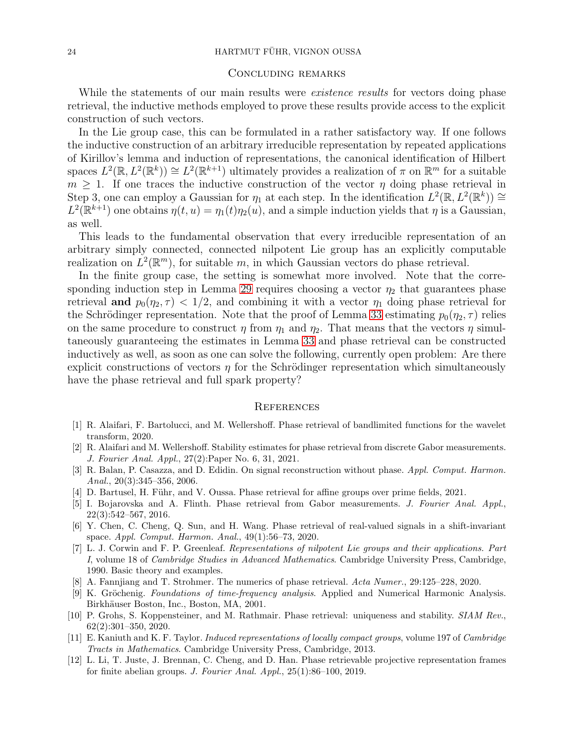## Concluding remarks

While the statements of our main results were *existence results* for vectors doing phase retrieval, the inductive methods employed to prove these results provide access to the explicit construction of such vectors.

In the Lie group case, this can be formulated in a rather satisfactory way. If one follows the inductive construction of an arbitrary irreducible representation by repeated applications of Kirillov's lemma and induction of representations, the canonical identification of Hilbert spaces $L^2(\mathbb{R}, L^2(\mathbb{R}^k)) \cong L^2(\mathbb{R}^{k+1})$ ultimately provides a realization of $\pi$ on $\mathbb{R}^m$ for a suitable $m \geq 1$. If one traces the inductive construction of the vector $\eta$ doing phase retrieval in Step 3, one can employ a Gaussian for $\eta_1$ at each step. In the identification $L^2(\mathbb{R}, L^2(\mathbb{R}^k)) \cong L^2(\mathbb{R}^{k+1})$ one obtains $\eta(t, u) = \eta_1(t)\eta_2(u)$, and a simple induction yields that $\eta$ is a Gaussian, as well.

This leads to the fundamental observation that every irreducible representation of an arbitrary simply connected, connected nilpotent Lie group has an explicitly computable realization on $L^2(\mathbb{R}^m)$, for suitable $m$, in which Gaussian vectors do phase retrieval.

In the finite group case, the setting is somewhat more involved. Note that the corresponding induction step in Lemma 29 requires choosing a vector $\eta_2$ that guarantees phase retrieval **and** $p_0(\eta_2, \tau) < 1/2$, and combining it with a vector $\eta_1$ doing phase retrieval for the Schrödinger representation. Note that the proof of Lemma 33 estimating $p_0(\eta_2, \tau)$ relies on the same procedure to construct $\eta$ from $\eta_1$ and $\eta_2$. That means that the vectors $\eta$ simultaneously guaranteeing the estimates in Lemma 33 and phase retrieval can be constructed inductively as well, as soon as one can solve the following, currently open problem: Are there explicit constructions of vectors $\eta$ for the Schrödinger representation which simultaneously have the phase retrieval and full spark property?

## References

[1] R. Alaifari, F. Bartolucci, and M. Wellershoff. Phase retrieval of bandlimited functions for the wavelet transform, 2020.

[2] R. Alaifari and M. Wellershoff. Stability estimates for phase retrieval from discrete Gabor measurements. *J. Fourier Anal. Appl.*, 27(2):Paper No. 6, 31, 2021.

[3] R. Balan, P. Casazza, and D. Edidin. On signal reconstruction without phase. *Appl. Comput. Harmon. Anal.*, 20(3):345–356, 2006.

[4] D. Bartusel, H. Führ, and V. Oussa. Phase retrieval for affine groups over prime fields, 2021.

[5] I. Bojarovska and A. Flinth. Phase retrieval from Gabor measurements. *J. Fourier Anal. Appl.*, 22(3):542–567, 2016.

[6] Y. Chen, C. Cheng, Q. Sun, and H. Wang. Phase retrieval of real-valued signals in a shift-invariant space. *Appl. Comput. Harmon. Anal.*, 49(1):56–73, 2020.

[7] L. J. Corwin and F. P. Greenleaf. *Representations of nilpotent Lie groups and their applications. Part I*, volume 18 of *Cambridge Studies in Advanced Mathematics*. Cambridge University Press, Cambridge, 1990. Basic theory and examples.

[8] A. Fannjiang and T. Strohmer. The numerics of phase retrieval. *Acta Numer.*, 29:125–228, 2020.

[9] K. Gröchenig. *Foundations of time-frequency analysis*. Applied and Numerical Harmonic Analysis. Birkhäuser Boston, Inc., Boston, MA, 2001.

[10] P. Grohs, S. Koppensteiner, and M. Rathmair. Phase retrieval: uniqueness and stability. *SIAM Rev.*, 62(2):301–350, 2020.

[11] E. Kaniuth and K. F. Taylor. *Induced representations of locally compact groups*, volume 197 of *Cambridge Tracts in Mathematics*. Cambridge University Press, Cambridge, 2013.

[12] L. Li, T. Juste, J. Brennan, C. Cheng, and D. Han. Phase retrievable projective representation frames for finite abelian groups. *J. Fourier Anal. Appl.*, 25(1):86–100, 2019.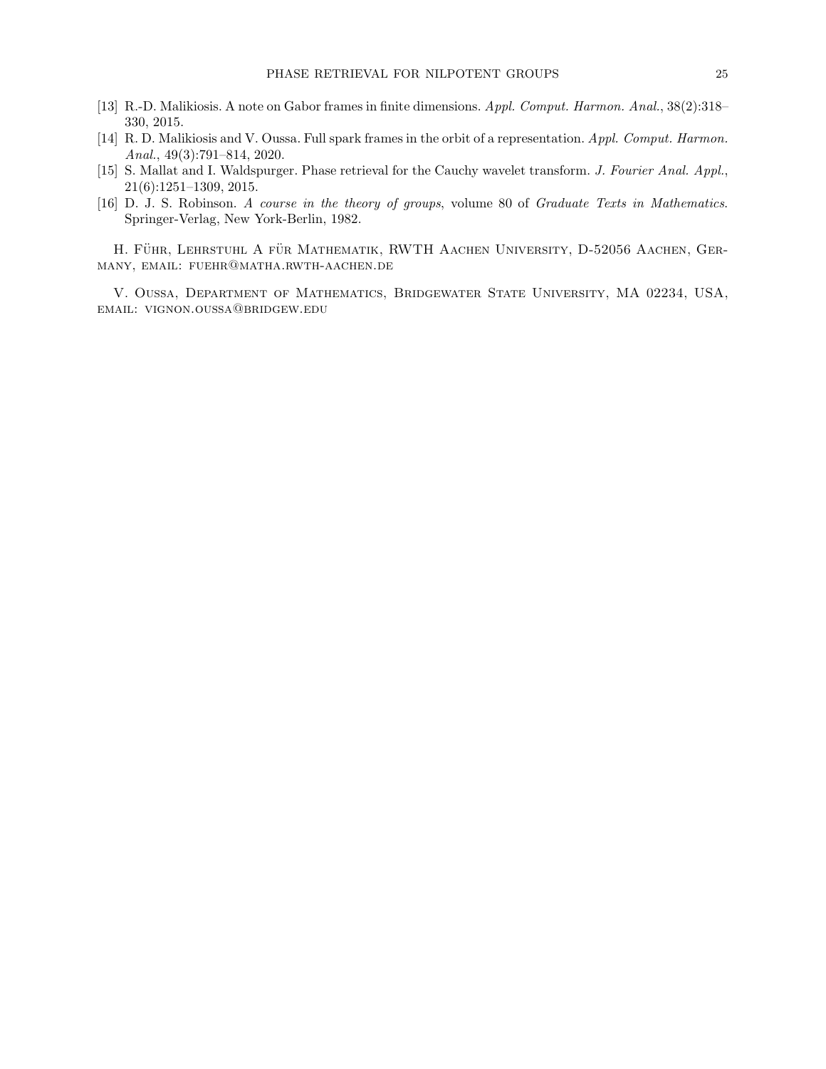[13] R.-D. Malikiosis. A note on Gabor frames in finite dimensions. *Appl. Comput. Harmon. Anal.*, 38(2):318–330, 2015.

[14] R. D. Malikiosis and V. Oussa. Full spark frames in the orbit of a representation. *Appl. Comput. Harmon. Anal.*, 49(3):791–814, 2020.

[15] S. Mallat and I. Waldspurger. Phase retrieval for the Cauchy wavelet transform. *J. Fourier Anal. Appl.*, 21(6):1251–1309, 2015.

[16] D. J. S. Robinson. *A course in the theory of groups*, volume 80 of *Graduate Texts in Mathematics*. Springer-Verlag, New York-Berlin, 1982.

H. Führ, Lehrstuhl A für Mathematik, RWTH Aachen University, D-52056 Aachen, Germany, email: fuehr@matha.rwth-aachen.de

V. Oussa, Department of Mathematics, Bridgewater State University, MA 02234, USA, email: vignon.oussa@bridgew.edu